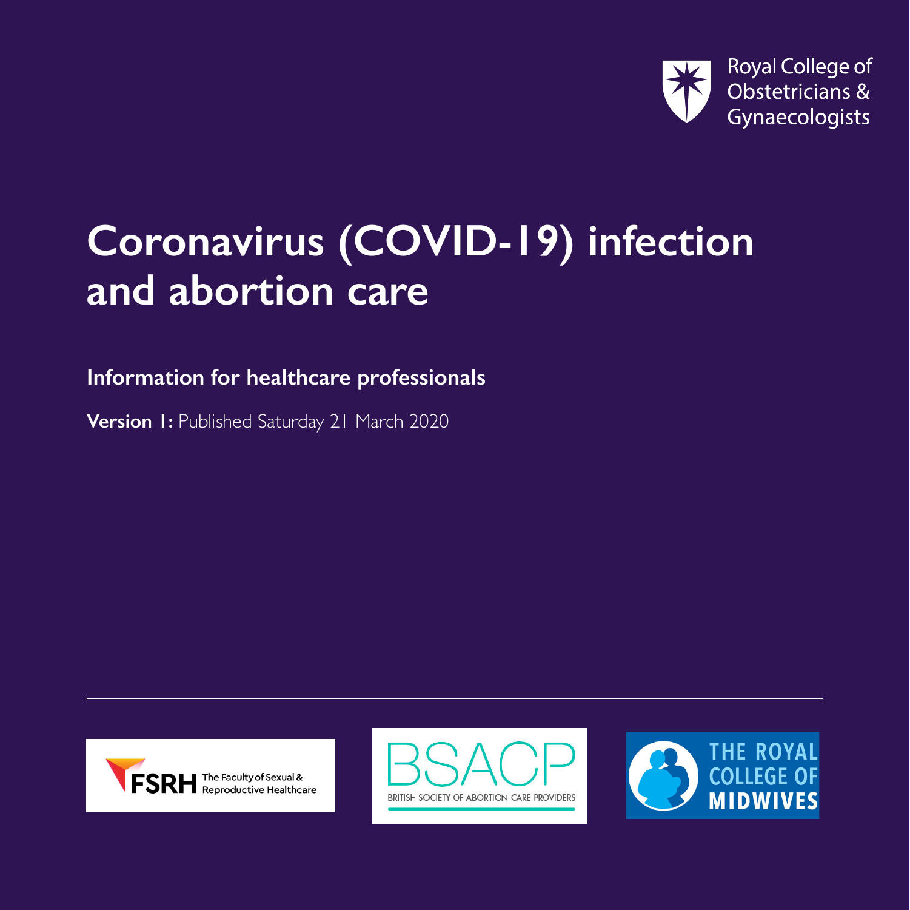Royal College of Obstetricians & Gynaecologists

# Coronavirus (COVID-19) infection and abortion care

**Information for healthcare professionals**

**Version 1:** Published Saturday 21 March 2020

FSRH The Faculty of Sexual & Reproductive Healthcare

BSACP British Society of Abortion Care Providers

The Royal College of Midwives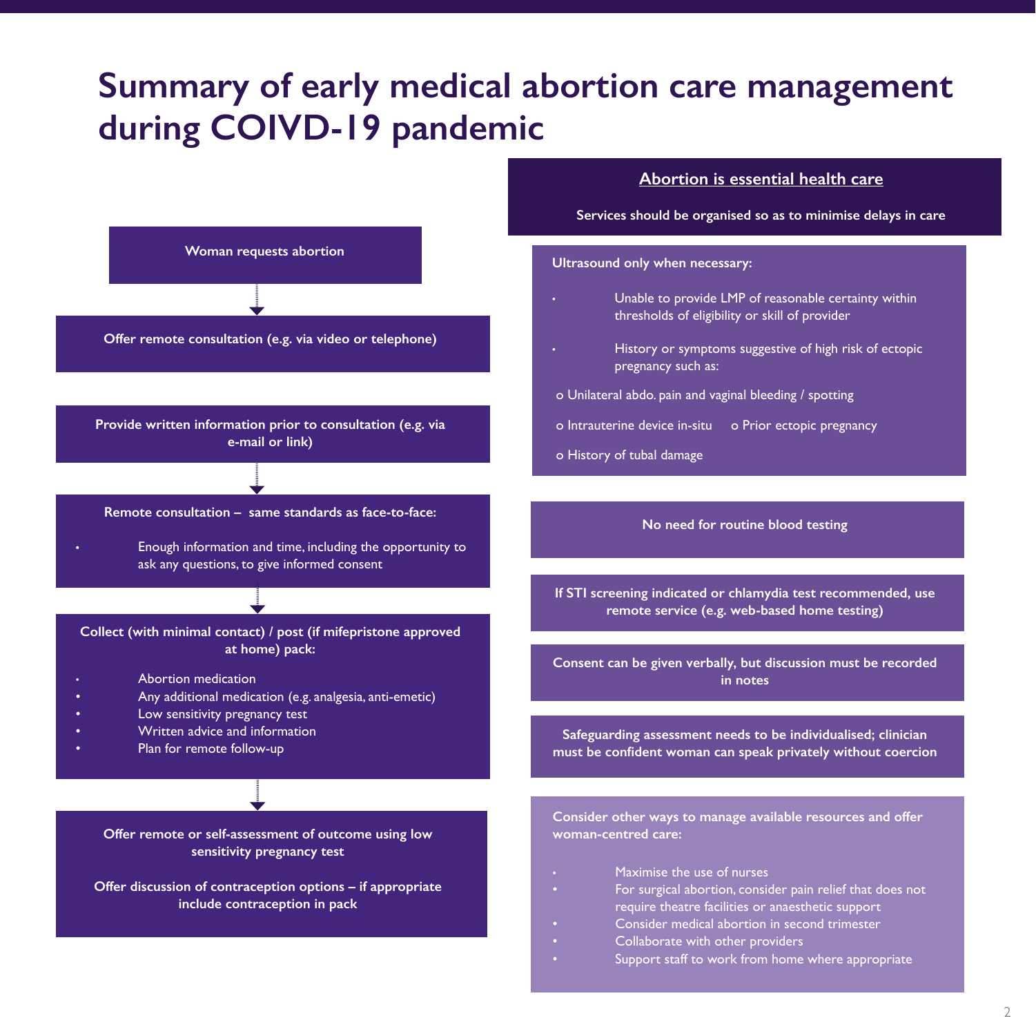# Summary of early medical abortion care management during COIVD-19 pandemic

**Woman requests abortion**

↓

**Offer remote consultation (e.g. via video or telephone)**

**Provide written information prior to consultation (e.g. via e-mail or link)**

↓

**Remote consultation – same standards as face-to-face:**

- Enough information and time, including the opportunity to ask any questions, to give informed consent

↓

**Collect (with minimal contact) / post (if mifepristone approved at home) pack:**

- Abortion medication
- Any additional medication (e.g. analgesia, anti-emetic)
- Low sensitivity pregnancy test
- Written advice and information
- Plan for remote follow-up

↓

**Offer remote or self-assessment of outcome using low sensitivity pregnancy test**

**Offer discussion of contraception options – if appropriate include contraception in pack**

## Abortion is essential health care

**Services should be organised so as to minimise delays in care**

**Ultrasound only when necessary:**

- Unable to provide LMP of reasonable certainty within thresholds of eligibility or skill of provider
- History or symptoms suggestive of high risk of ectopic pregnancy such as:
  - Unilateral abdo. pain and vaginal bleeding / spotting
  - Intrauterine device in-situ
  - Prior ectopic pregnancy
  - History of tubal damage

**No need for routine blood testing**

**If STI screening indicated or chlamydia test recommended, use remote service (e.g. web-based home testing)**

**Consent can be given verbally, but discussion must be recorded in notes**

**Safeguarding assessment needs to be individualised; clinician must be confident woman can speak privately without coercion**

**Consider other ways to manage available resources and offer woman-centred care:**

- Maximise the use of nurses
- For surgical abortion, consider pain relief that does not require theatre facilities or anaesthetic support
- Consider medical abortion in second trimester
- Collaborate with other providers
- Support staff to work from home where appropriate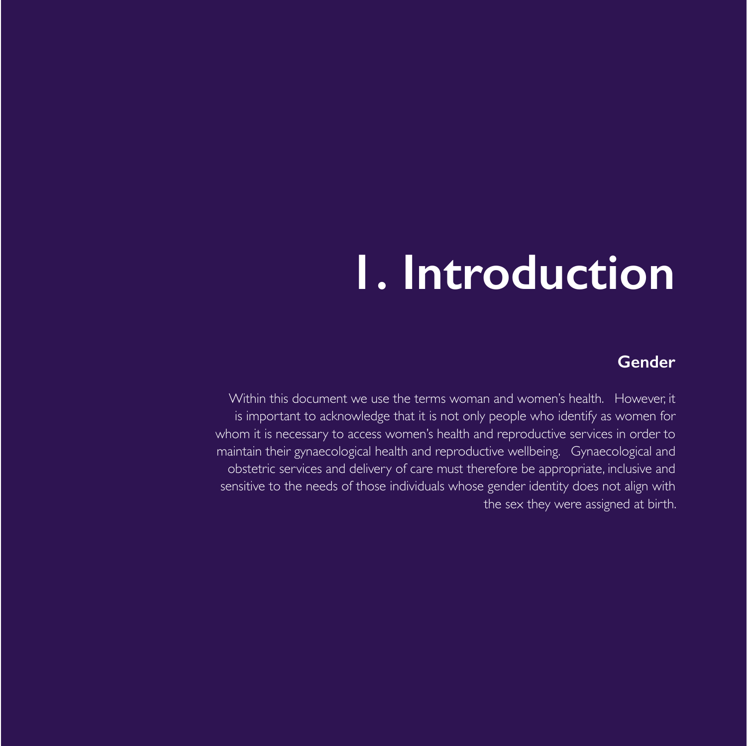# 1. Introduction

## Gender

Within this document we use the terms woman and women's health. However, it is important to acknowledge that it is not only people who identify as women for whom it is necessary to access women's health and reproductive services in order to maintain their gynaecological health and reproductive wellbeing. Gynaecological and obstetric services and delivery of care must therefore be appropriate, inclusive and sensitive to the needs of those individuals whose gender identity does not align with the sex they were assigned at birth.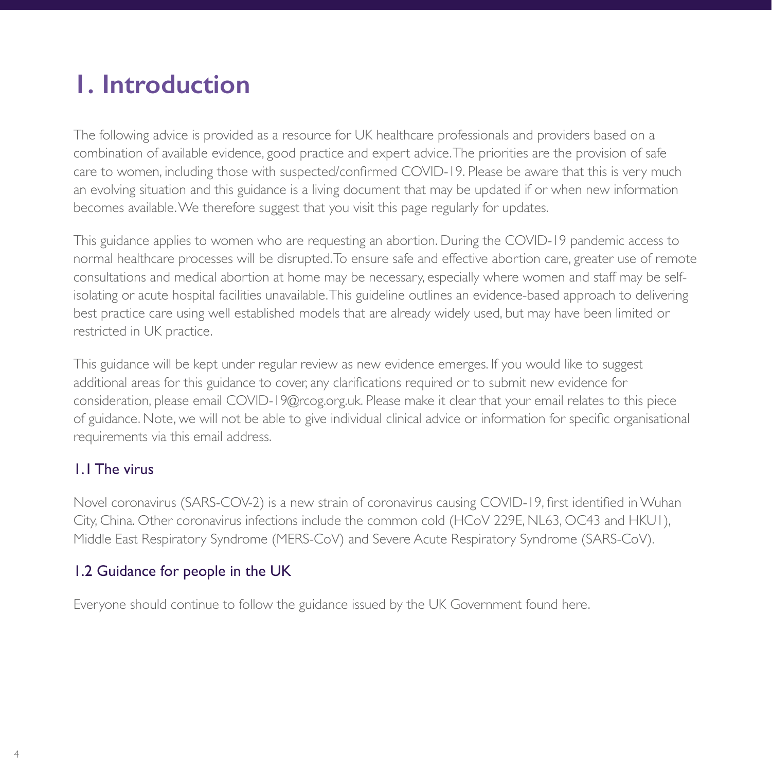# 1. Introduction

The following advice is provided as a resource for UK healthcare professionals and providers based on a combination of available evidence, good practice and expert advice. The priorities are the provision of safe care to women, including those with suspected/confirmed COVID-19. Please be aware that this is very much an evolving situation and this guidance is a living document that may be updated if or when new information becomes available. We therefore suggest that you visit this page regularly for updates.

This guidance applies to women who are requesting an abortion. During the COVID-19 pandemic access to normal healthcare processes will be disrupted. To ensure safe and effective abortion care, greater use of remote consultations and medical abortion at home may be necessary, especially where women and staff may be self-isolating or acute hospital facilities unavailable. This guideline outlines an evidence-based approach to delivering best practice care using well established models that are already widely used, but may have been limited or restricted in UK practice.

This guidance will be kept under regular review as new evidence emerges. If you would like to suggest additional areas for this guidance to cover, any clarifications required or to submit new evidence for consideration, please email COVID-19@rcog.org.uk. Please make it clear that your email relates to this piece of guidance. Note, we will not be able to give individual clinical advice or information for specific organisational requirements via this email address.

## 1.1 The virus

Novel coronavirus (SARS-COV-2) is a new strain of coronavirus causing COVID-19, first identified in Wuhan City, China. Other coronavirus infections include the common cold (HCoV 229E, NL63, OC43 and HKU1), Middle East Respiratory Syndrome (MERS-CoV) and Severe Acute Respiratory Syndrome (SARS-CoV).

## 1.2 Guidance for people in the UK

Everyone should continue to follow the guidance issued by the UK Government found here.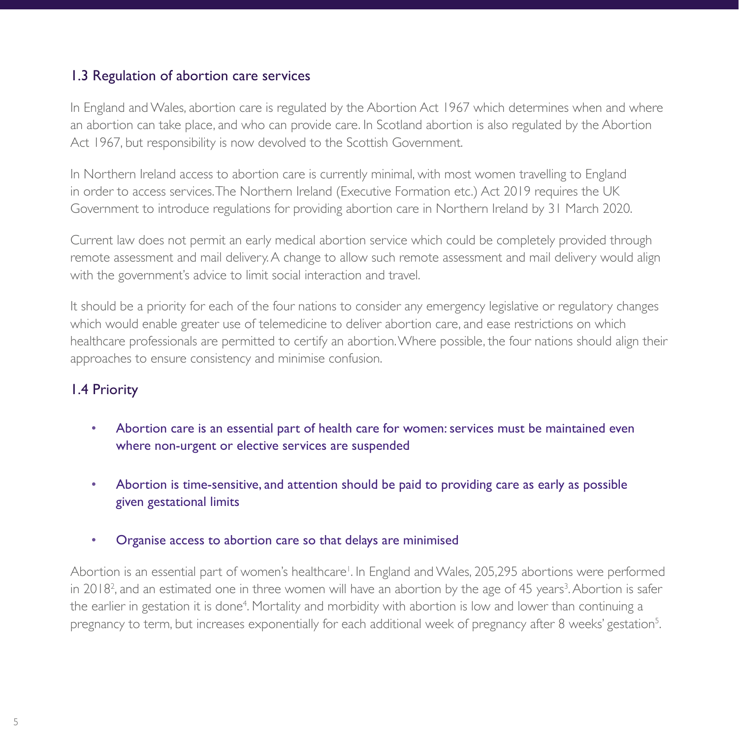## 1.3 Regulation of abortion care services

In England and Wales, abortion care is regulated by the Abortion Act 1967 which determines when and where an abortion can take place, and who can provide care. In Scotland abortion is also regulated by the Abortion Act 1967, but responsibility is now devolved to the Scottish Government.

In Northern Ireland access to abortion care is currently minimal, with most women travelling to England in order to access services. The Northern Ireland (Executive Formation etc.) Act 2019 requires the UK Government to introduce regulations for providing abortion care in Northern Ireland by 31 March 2020.

Current law does not permit an early medical abortion service which could be completely provided through remote assessment and mail delivery. A change to allow such remote assessment and mail delivery would align with the government's advice to limit social interaction and travel.

It should be a priority for each of the four nations to consider any emergency legislative or regulatory changes which would enable greater use of telemedicine to deliver abortion care, and ease restrictions on which healthcare professionals are permitted to certify an abortion. Where possible, the four nations should align their approaches to ensure consistency and minimise confusion.

## 1.4 Priority

- Abortion care is an essential part of health care for women: services must be maintained even where non-urgent or elective services are suspended
- Abortion is time-sensitive, and attention should be paid to providing care as early as possible given gestational limits
- Organise access to abortion care so that delays are minimised

Abortion is an essential part of women's healthcare[1]. In England and Wales, 205,295 abortions were performed in 2018[2], and an estimated one in three women will have an abortion by the age of 45 years[3]. Abortion is safer the earlier in gestation it is done[4]. Mortality and morbidity with abortion is low and lower than continuing a pregnancy to term, but increases exponentially for each additional week of pregnancy after 8 weeks' gestation[5].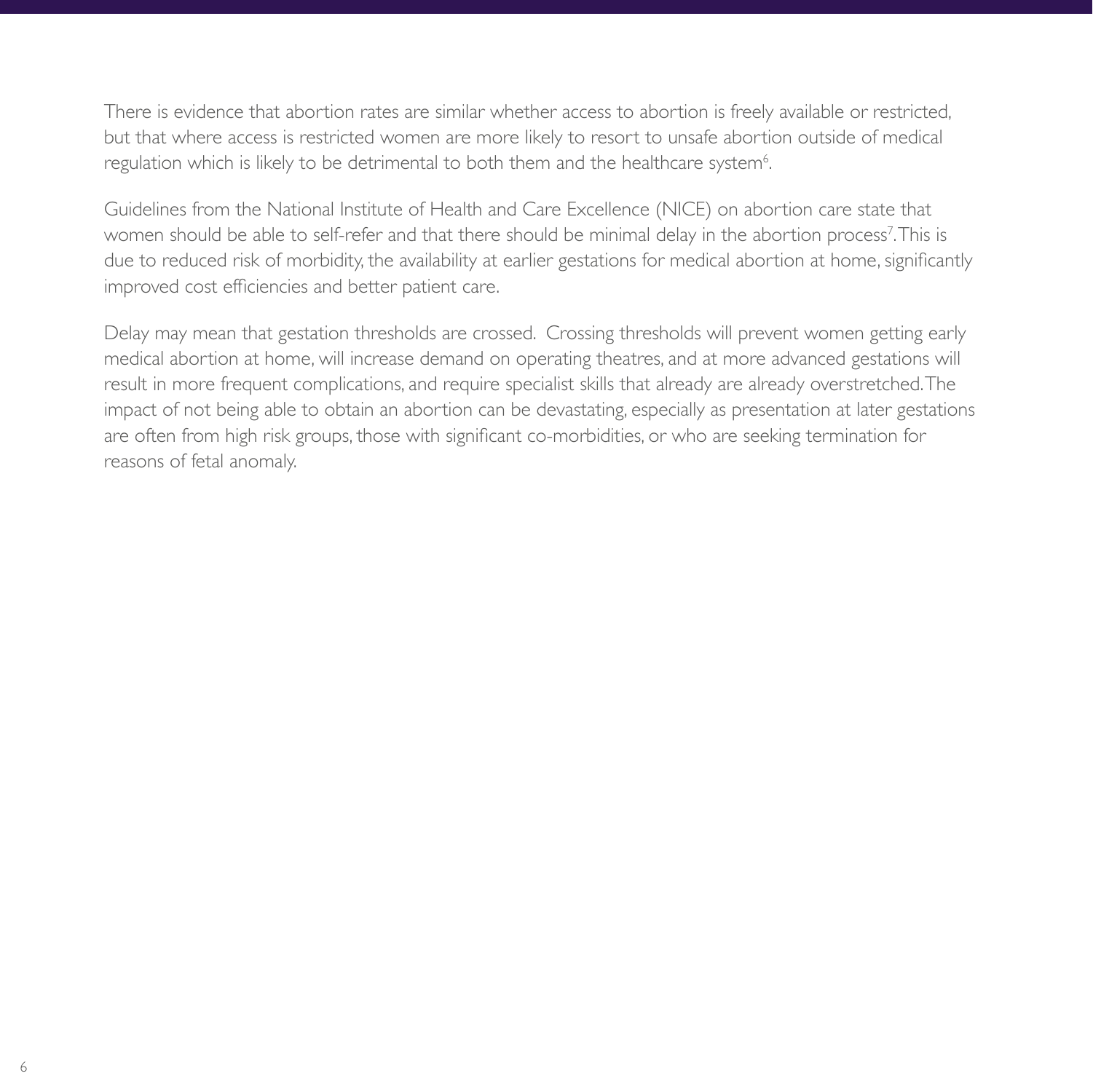There is evidence that abortion rates are similar whether access to abortion is freely available or restricted, but that where access is restricted women are more likely to resort to unsafe abortion outside of medical regulation which is likely to be detrimental to both them and the healthcare system[6].

Guidelines from the National Institute of Health and Care Excellence (NICE) on abortion care state that women should be able to self-refer and that there should be minimal delay in the abortion process[7]. This is due to reduced risk of morbidity, the availability at earlier gestations for medical abortion at home, significantly improved cost efficiencies and better patient care.

Delay may mean that gestation thresholds are crossed. Crossing thresholds will prevent women getting early medical abortion at home, will increase demand on operating theatres, and at more advanced gestations will result in more frequent complications, and require specialist skills that already are already overstretched. The impact of not being able to obtain an abortion can be devastating, especially as presentation at later gestations are often from high risk groups, those with significant co-morbidities, or who are seeking termination for reasons of fetal anomaly.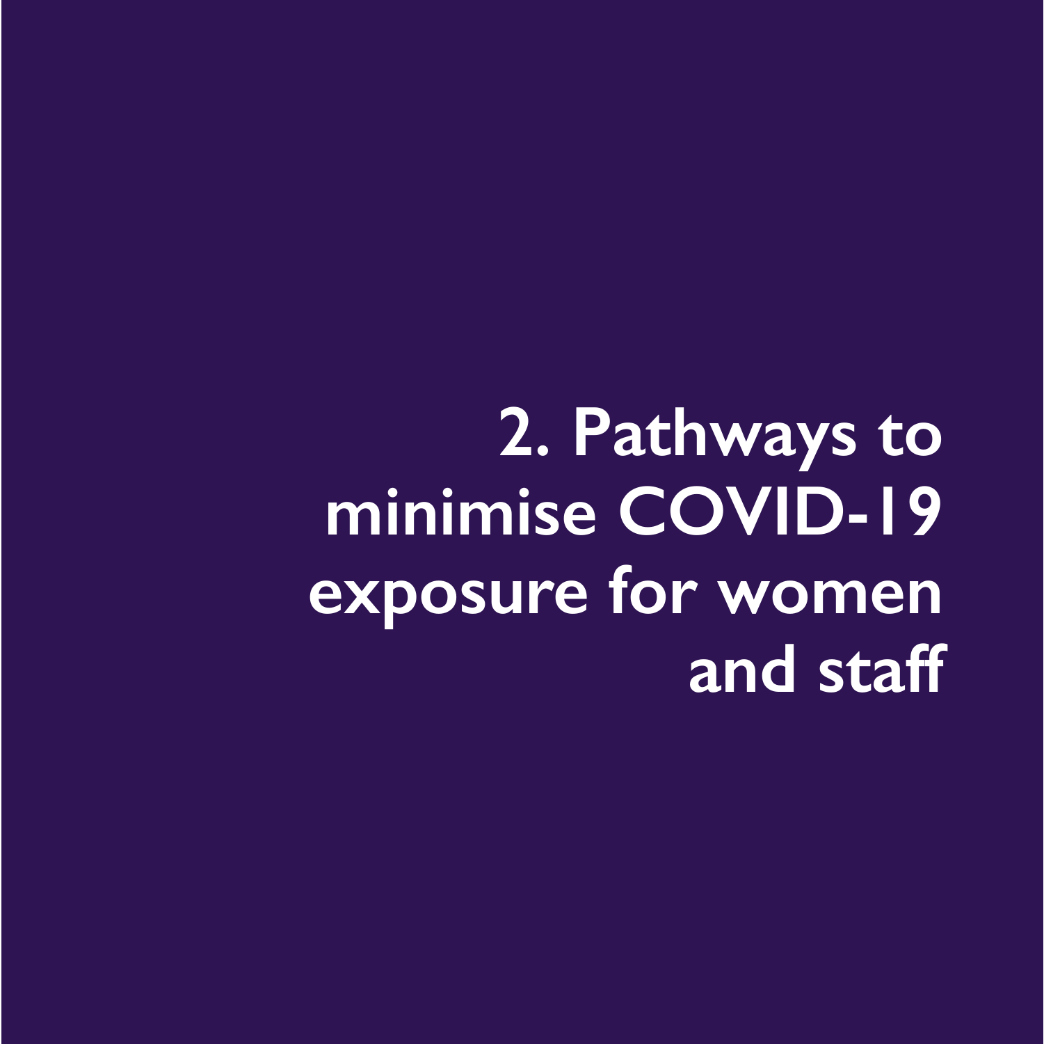# 2. Pathways to minimise COVID-19 exposure for women and staff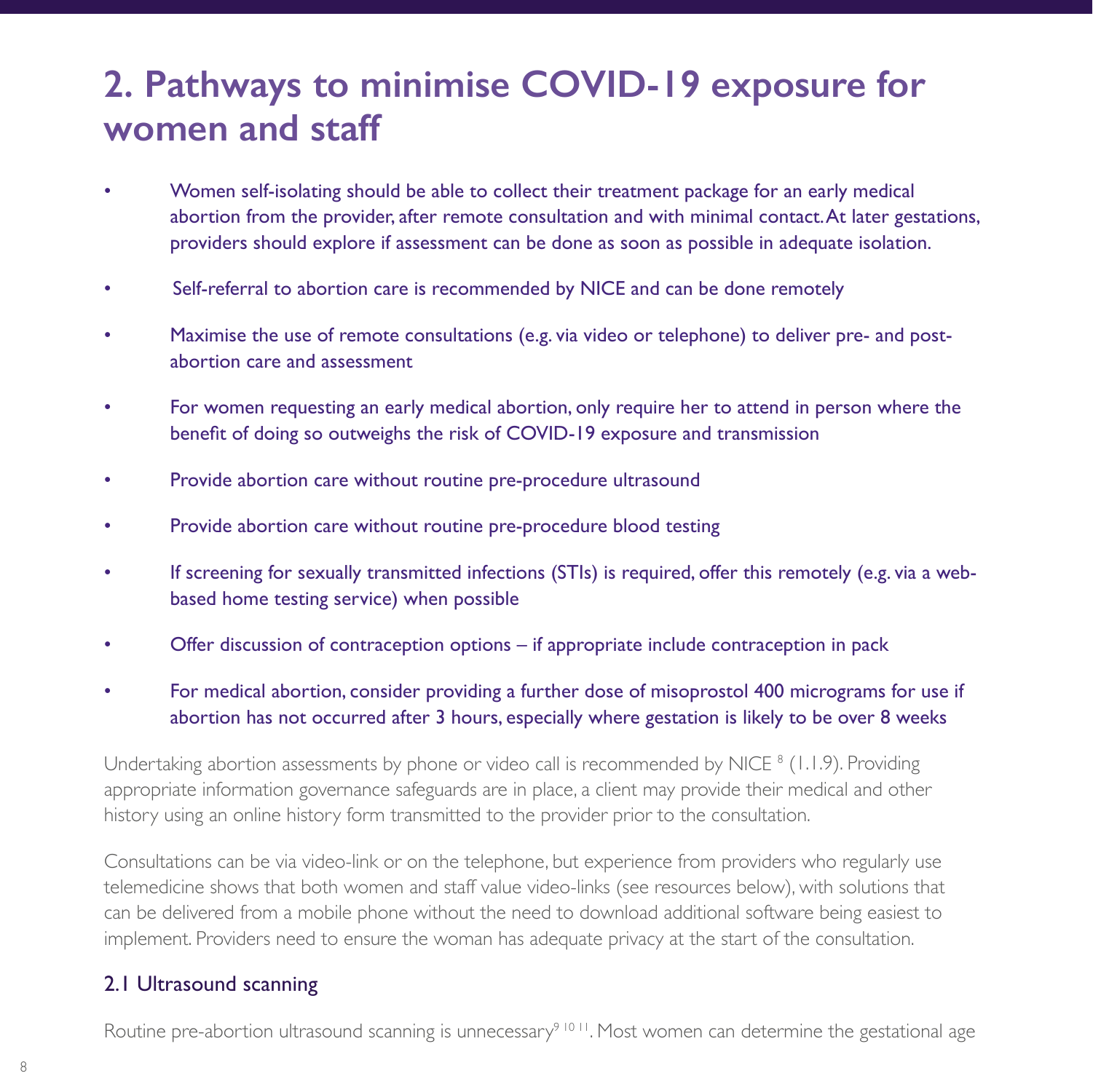## 2. Pathways to minimise COVID-19 exposure for women and staff

- Women self-isolating should be able to collect their treatment package for an early medical abortion from the provider, after remote consultation and with minimal contact. At later gestations, providers should explore if assessment can be done as soon as possible in adequate isolation.
- Self-referral to abortion care is recommended by NICE and can be done remotely
- Maximise the use of remote consultations (e.g. via video or telephone) to deliver pre- and post-abortion care and assessment
- For women requesting an early medical abortion, only require her to attend in person where the benefit of doing so outweighs the risk of COVID-19 exposure and transmission
- Provide abortion care without routine pre-procedure ultrasound
- Provide abortion care without routine pre-procedure blood testing
- If screening for sexually transmitted infections (STIs) is required, offer this remotely (e.g. via a web-based home testing service) when possible
- Offer discussion of contraception options – if appropriate include contraception in pack
- For medical abortion, consider providing a further dose of misoprostol 400 micrograms for use if abortion has not occurred after 3 hours, especially where gestation is likely to be over 8 weeks

Undertaking abortion assessments by phone or video call is recommended by NICE [8] (1.1.9). Providing appropriate information governance safeguards are in place, a client may provide their medical and other history using an online history form transmitted to the provider prior to the consultation.

Consultations can be via video-link or on the telephone, but experience from providers who regularly use telemedicine shows that both women and staff value video-links (see resources below), with solutions that can be delivered from a mobile phone without the need to download additional software being easiest to implement. Providers need to ensure the woman has adequate privacy at the start of the consultation.

### 2.1 Ultrasound scanning

Routine pre-abortion ultrasound scanning is unnecessary[9,10,11]. Most women can determine the gestational age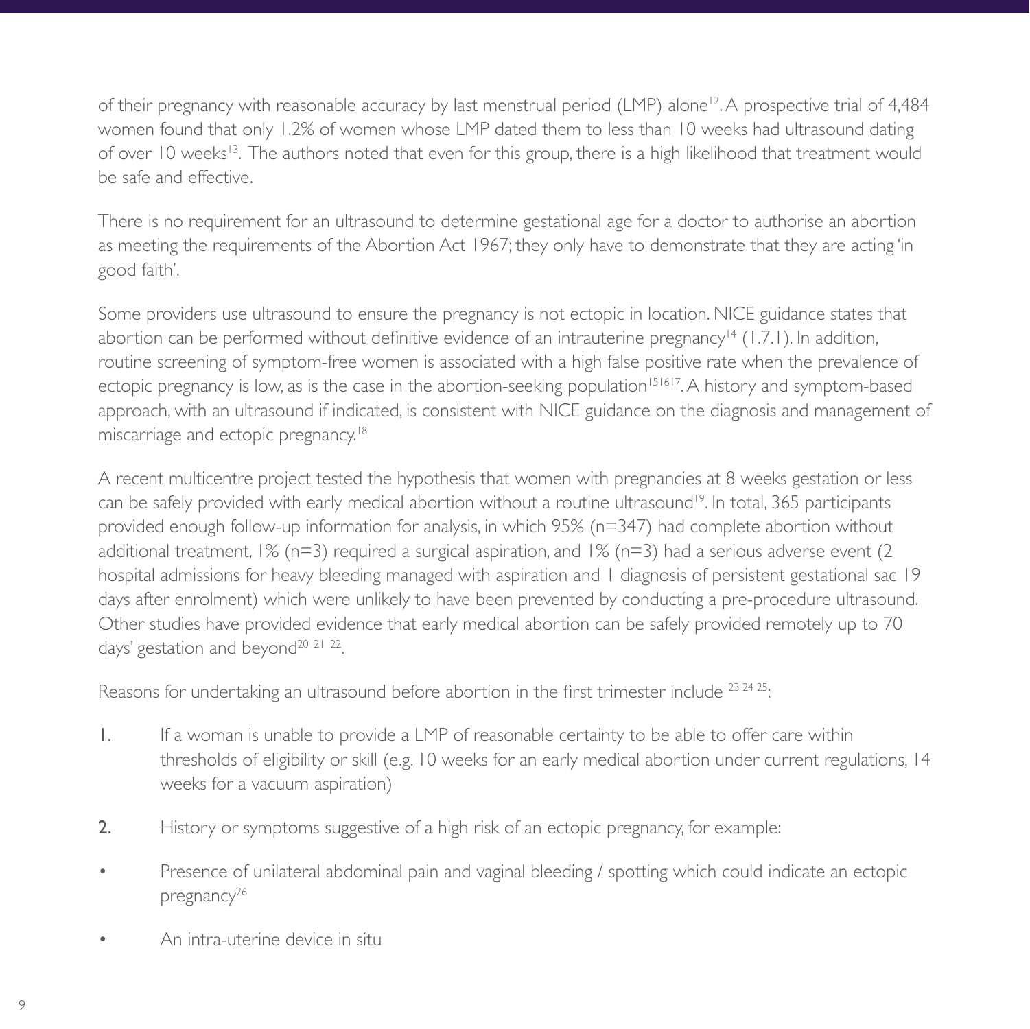of their pregnancy with reasonable accuracy by last menstrual period (LMP) alone[12]. A prospective trial of 4,484 women found that only 1.2% of women whose LMP dated them to less than 10 weeks had ultrasound dating of over 10 weeks[13]. The authors noted that even for this group, there is a high likelihood that treatment would be safe and effective.

There is no requirement for an ultrasound to determine gestational age for a doctor to authorise an abortion as meeting the requirements of the Abortion Act 1967; they only have to demonstrate that they are acting 'in good faith'.

Some providers use ultrasound to ensure the pregnancy is not ectopic in location. NICE guidance states that abortion can be performed without definitive evidence of an intrauterine pregnancy[14] (1.7.1). In addition, routine screening of symptom-free women is associated with a high false positive rate when the prevalence of ectopic pregnancy is low, as is the case in the abortion-seeking population[15,16,17]. A history and symptom-based approach, with an ultrasound if indicated, is consistent with NICE guidance on the diagnosis and management of miscarriage and ectopic pregnancy.[18]

A recent multicentre project tested the hypothesis that women with pregnancies at 8 weeks gestation or less can be safely provided with early medical abortion without a routine ultrasound[19]. In total, 365 participants provided enough follow-up information for analysis, in which 95% (n=347) had complete abortion without additional treatment, 1% (n=3) required a surgical aspiration, and 1% (n=3) had a serious adverse event (2 hospital admissions for heavy bleeding managed with aspiration and 1 diagnosis of persistent gestational sac 19 days after enrolment) which were unlikely to have been prevented by conducting a pre-procedure ultrasound. Other studies have provided evidence that early medical abortion can be safely provided remotely up to 70 days' gestation and beyond[20,21,22].

Reasons for undertaking an ultrasound before abortion in the first trimester include [23,24,25]:

1. If a woman is unable to provide a LMP of reasonable certainty to be able to offer care within thresholds of eligibility or skill (e.g. 10 weeks for an early medical abortion under current regulations, 14 weeks for a vacuum aspiration)

2. History or symptoms suggestive of a high risk of an ectopic pregnancy, for example:

- Presence of unilateral abdominal pain and vaginal bleeding / spotting which could indicate an ectopic pregnancy[26]
- An intra-uterine device in situ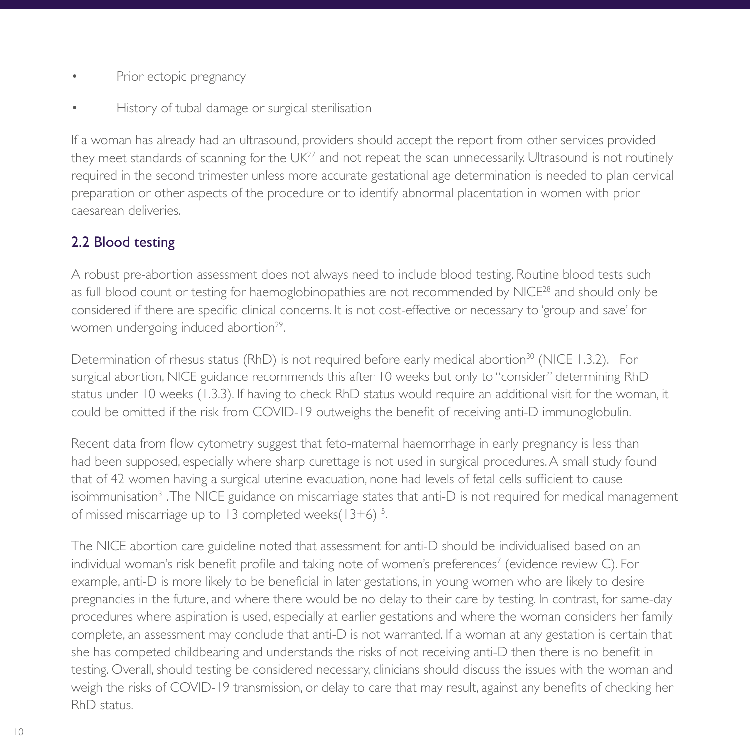- Prior ectopic pregnancy
- History of tubal damage or surgical sterilisation

If a woman has already had an ultrasound, providers should accept the report from other services provided they meet standards of scanning for the UK[27] and not repeat the scan unnecessarily. Ultrasound is not routinely required in the second trimester unless more accurate gestational age determination is needed to plan cervical preparation or other aspects of the procedure or to identify abnormal placentation in women with prior caesarean deliveries.

## 2.2 Blood testing

A robust pre-abortion assessment does not always need to include blood testing. Routine blood tests such as full blood count or testing for haemoglobinopathies are not recommended by NICE[28] and should only be considered if there are specific clinical concerns. It is not cost-effective or necessary to 'group and save' for women undergoing induced abortion[29].

Determination of rhesus status (RhD) is not required before early medical abortion[30] (NICE 1.3.2). For surgical abortion, NICE guidance recommends this after 10 weeks but only to "consider" determining RhD status under 10 weeks (1.3.3). If having to check RhD status would require an additional visit for the woman, it could be omitted if the risk from COVID-19 outweighs the benefit of receiving anti-D immunoglobulin.

Recent data from flow cytometry suggest that feto-maternal haemorrhage in early pregnancy is less than had been supposed, especially where sharp curettage is not used in surgical procedures. A small study found that of 42 women having a surgical uterine evacuation, none had levels of fetal cells sufficient to cause isoimmunisation[31]. The NICE guidance on miscarriage states that anti-D is not required for medical management of missed miscarriage up to 13 completed weeks(13+6)[15].

The NICE abortion care guideline noted that assessment for anti-D should be individualised based on an individual woman's risk benefit profile and taking note of women's preferences[7] (evidence review C). For example, anti-D is more likely to be beneficial in later gestations, in young women who are likely to desire pregnancies in the future, and where there would be no delay to their care by testing. In contrast, for same-day procedures where aspiration is used, especially at earlier gestations and where the woman considers her family complete, an assessment may conclude that anti-D is not warranted. If a woman at any gestation is certain that she has competed childbearing and understands the risks of not receiving anti-D then there is no benefit in testing. Overall, should testing be considered necessary, clinicians should discuss the issues with the woman and weigh the risks of COVID-19 transmission, or delay to care that may result, against any benefits of checking her RhD status.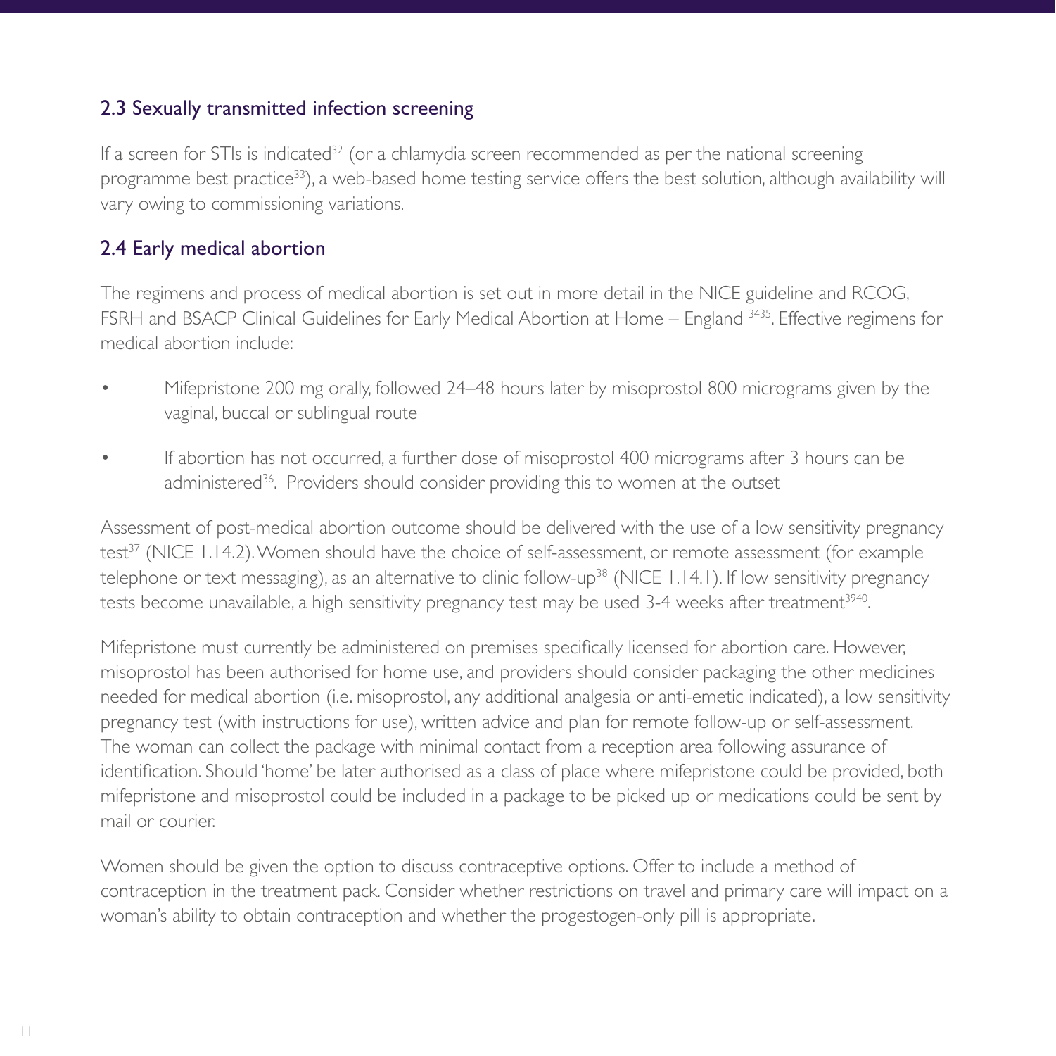## 2.3 Sexually transmitted infection screening

If a screen for STIs is indicated[32] (or a chlamydia screen recommended as per the national screening programme best practice[33]), a web-based home testing service offers the best solution, although availability will vary owing to commissioning variations.

## 2.4 Early medical abortion

The regimens and process of medical abortion is set out in more detail in the NICE guideline and RCOG, FSRH and BSACP Clinical Guidelines for Early Medical Abortion at Home – England [34,35]. Effective regimens for medical abortion include:

- Mifepristone 200 mg orally, followed 24–48 hours later by misoprostol 800 micrograms given by the vaginal, buccal or sublingual route
- If abortion has not occurred, a further dose of misoprostol 400 micrograms after 3 hours can be administered[36]. Providers should consider providing this to women at the outset

Assessment of post-medical abortion outcome should be delivered with the use of a low sensitivity pregnancy test[37] (NICE 1.14.2). Women should have the choice of self-assessment, or remote assessment (for example telephone or text messaging), as an alternative to clinic follow-up[38] (NICE 1.14.1). If low sensitivity pregnancy tests become unavailable, a high sensitivity pregnancy test may be used 3-4 weeks after treatment[39,40].

Mifepristone must currently be administered on premises specifically licensed for abortion care. However, misoprostol has been authorised for home use, and providers should consider packaging the other medicines needed for medical abortion (i.e. misoprostol, any additional analgesia or anti-emetic indicated), a low sensitivity pregnancy test (with instructions for use), written advice and plan for remote follow-up or self-assessment. The woman can collect the package with minimal contact from a reception area following assurance of identification. Should 'home' be later authorised as a class of place where mifepristone could be provided, both mifepristone and misoprostol could be included in a package to be picked up or medications could be sent by mail or courier.

Women should be given the option to discuss contraceptive options. Offer to include a method of contraception in the treatment pack. Consider whether restrictions on travel and primary care will impact on a woman's ability to obtain contraception and whether the progestogen-only pill is appropriate.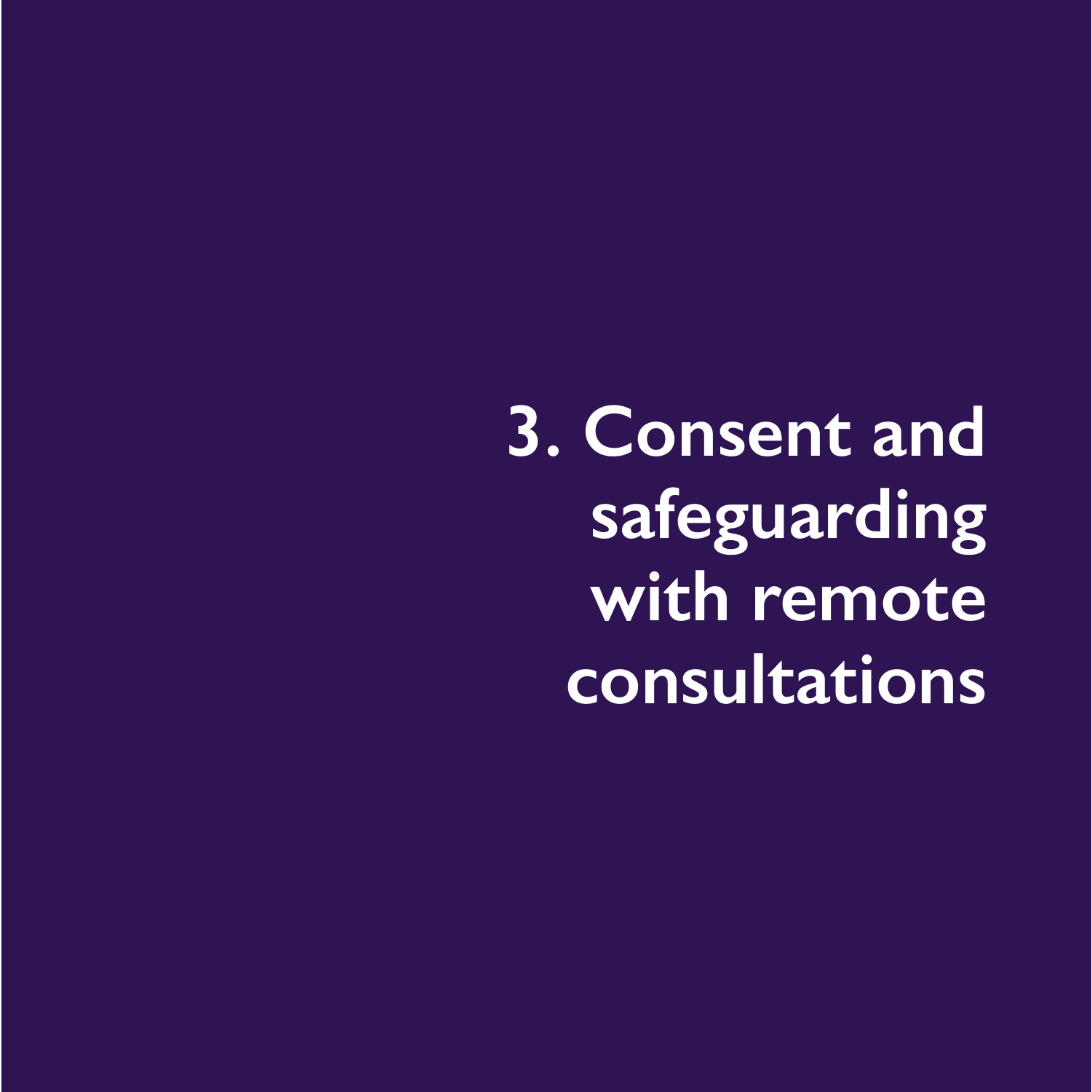# 3. Consent and safeguarding with remote consultations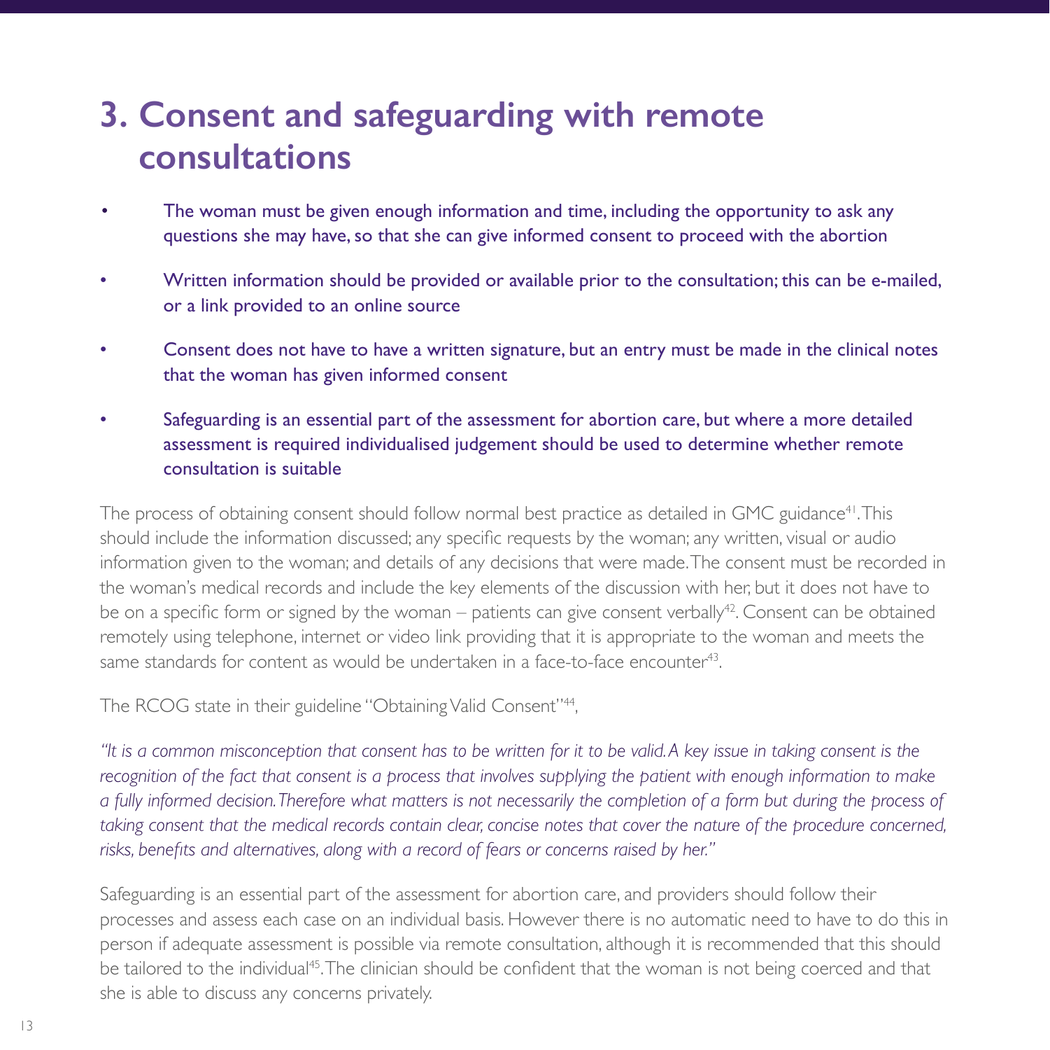# 3. Consent and safeguarding with remote consultations

- The woman must be given enough information and time, including the opportunity to ask any questions she may have, so that she can give informed consent to proceed with the abortion
- Written information should be provided or available prior to the consultation; this can be e-mailed, or a link provided to an online source
- Consent does not have to have a written signature, but an entry must be made in the clinical notes that the woman has given informed consent
- Safeguarding is an essential part of the assessment for abortion care, but where a more detailed assessment is required individualised judgement should be used to determine whether remote consultation is suitable

The process of obtaining consent should follow normal best practice as detailed in GMC guidance[41]. This should include the information discussed; any specific requests by the woman; any written, visual or audio information given to the woman; and details of any decisions that were made. The consent must be recorded in the woman's medical records and include the key elements of the discussion with her, but it does not have to be on a specific form or signed by the woman – patients can give consent verbally[42]. Consent can be obtained remotely using telephone, internet or video link providing that it is appropriate to the woman and meets the same standards for content as would be undertaken in a face-to-face encounter[43].

The RCOG state in their guideline "Obtaining Valid Consent"[44],

*"It is a common misconception that consent has to be written for it to be valid. A key issue in taking consent is the recognition of the fact that consent is a process that involves supplying the patient with enough information to make a fully informed decision. Therefore what matters is not necessarily the completion of a form but during the process of taking consent that the medical records contain clear, concise notes that cover the nature of the procedure concerned, risks, benefits and alternatives, along with a record of fears or concerns raised by her."*

Safeguarding is an essential part of the assessment for abortion care, and providers should follow their processes and assess each case on an individual basis. However there is no automatic need to have to do this in person if adequate assessment is possible via remote consultation, although it is recommended that this should be tailored to the individual[45]. The clinician should be confident that the woman is not being coerced and that she is able to discuss any concerns privately.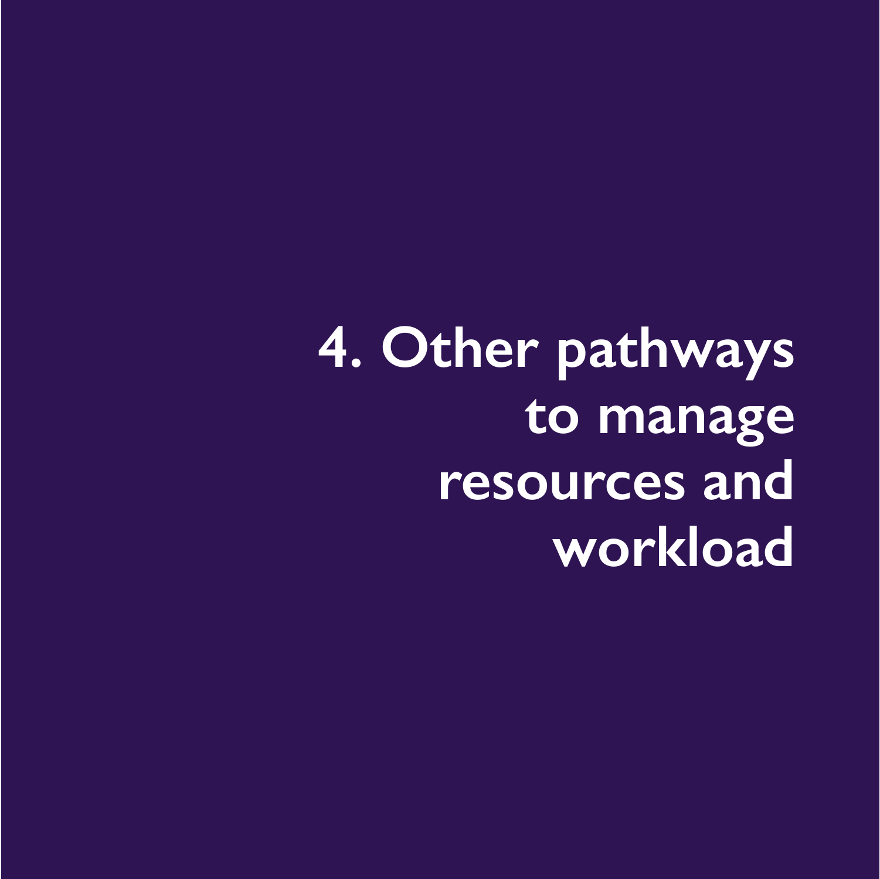# 4. Other pathways to manage resources and workload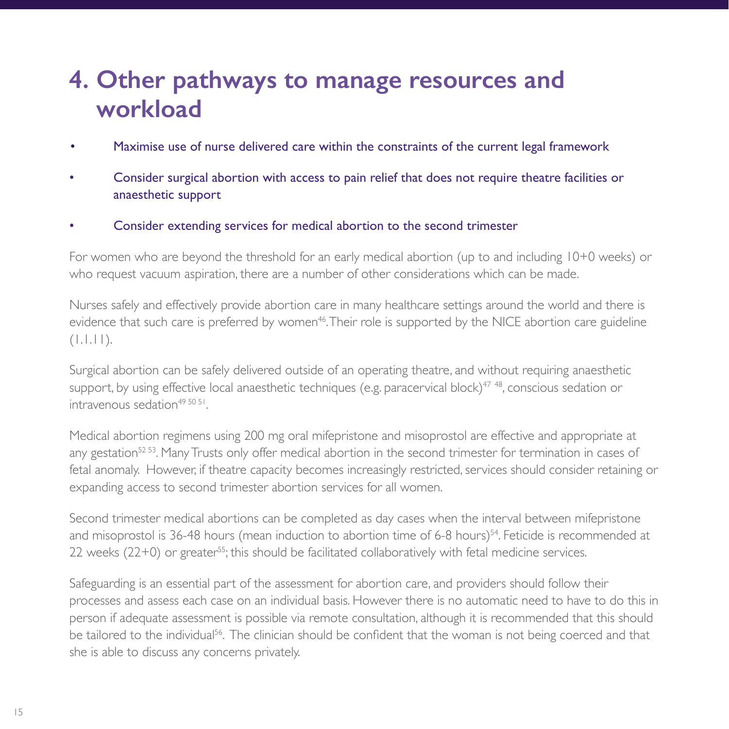# 4. Other pathways to manage resources and workload

- Maximise use of nurse delivered care within the constraints of the current legal framework
- Consider surgical abortion with access to pain relief that does not require theatre facilities or anaesthetic support
- Consider extending services for medical abortion to the second trimester

For women who are beyond the threshold for an early medical abortion (up to and including 10+0 weeks) or who request vacuum aspiration, there are a number of other considerations which can be made.

Nurses safely and effectively provide abortion care in many healthcare settings around the world and there is evidence that such care is preferred by women[46]. Their role is supported by the NICE abortion care guideline (1.1.11).

Surgical abortion can be safely delivered outside of an operating theatre, and without requiring anaesthetic support, by using effective local anaesthetic techniques (e.g. paracervical block)[47 48], conscious sedation or intravenous sedation[49 50 51].

Medical abortion regimens using 200 mg oral mifepristone and misoprostol are effective and appropriate at any gestation[52 53]. Many Trusts only offer medical abortion in the second trimester for termination in cases of fetal anomaly. However, if theatre capacity becomes increasingly restricted, services should consider retaining or expanding access to second trimester abortion services for all women.

Second trimester medical abortions can be completed as day cases when the interval between mifepristone and misoprostol is 36-48 hours (mean induction to abortion time of 6-8 hours)[54]. Feticide is recommended at 22 weeks (22+0) or greater[55]; this should be facilitated collaboratively with fetal medicine services.

Safeguarding is an essential part of the assessment for abortion care, and providers should follow their processes and assess each case on an individual basis. However there is no automatic need to have to do this in person if adequate assessment is possible via remote consultation, although it is recommended that this should be tailored to the individual[56]. The clinician should be confident that the woman is not being coerced and that she is able to discuss any concerns privately.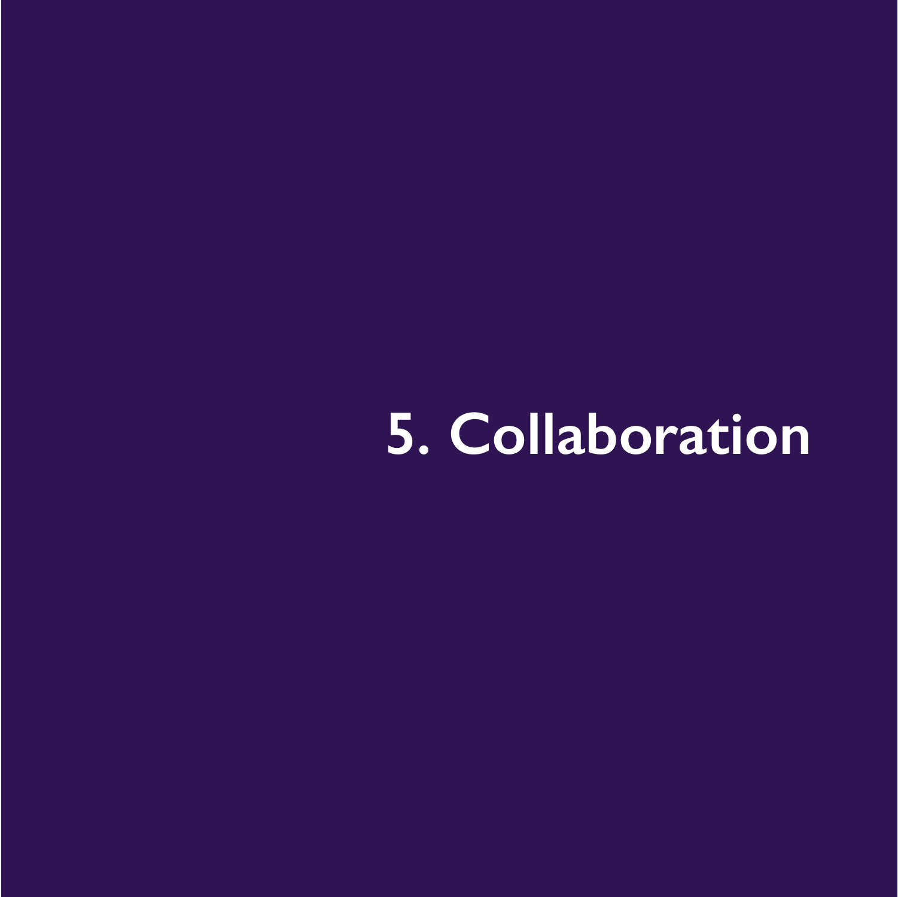# 5. Collaboration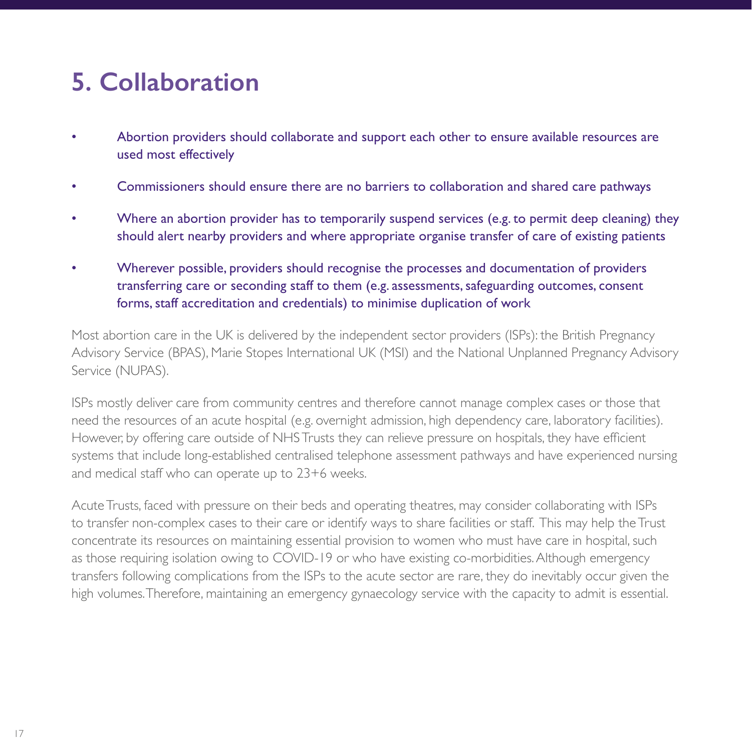# 5. Collaboration

- Abortion providers should collaborate and support each other to ensure available resources are used most effectively
- Commissioners should ensure there are no barriers to collaboration and shared care pathways
- Where an abortion provider has to temporarily suspend services (e.g. to permit deep cleaning) they should alert nearby providers and where appropriate organise transfer of care of existing patients
- Wherever possible, providers should recognise the processes and documentation of providers transferring care or seconding staff to them (e.g. assessments, safeguarding outcomes, consent forms, staff accreditation and credentials) to minimise duplication of work

Most abortion care in the UK is delivered by the independent sector providers (ISPs): the British Pregnancy Advisory Service (BPAS), Marie Stopes International UK (MSI) and the National Unplanned Pregnancy Advisory Service (NUPAS).

ISPs mostly deliver care from community centres and therefore cannot manage complex cases or those that need the resources of an acute hospital (e.g. overnight admission, high dependency care, laboratory facilities). However, by offering care outside of NHS Trusts they can relieve pressure on hospitals, they have efficient systems that include long-established centralised telephone assessment pathways and have experienced nursing and medical staff who can operate up to 23+6 weeks.

Acute Trusts, faced with pressure on their beds and operating theatres, may consider collaborating with ISPs to transfer non-complex cases to their care or identify ways to share facilities or staff. This may help the Trust concentrate its resources on maintaining essential provision to women who must have care in hospital, such as those requiring isolation owing to COVID-19 or who have existing co-morbidities. Although emergency transfers following complications from the ISPs to the acute sector are rare, they do inevitably occur given the high volumes. Therefore, maintaining an emergency gynaecology service with the capacity to admit is essential.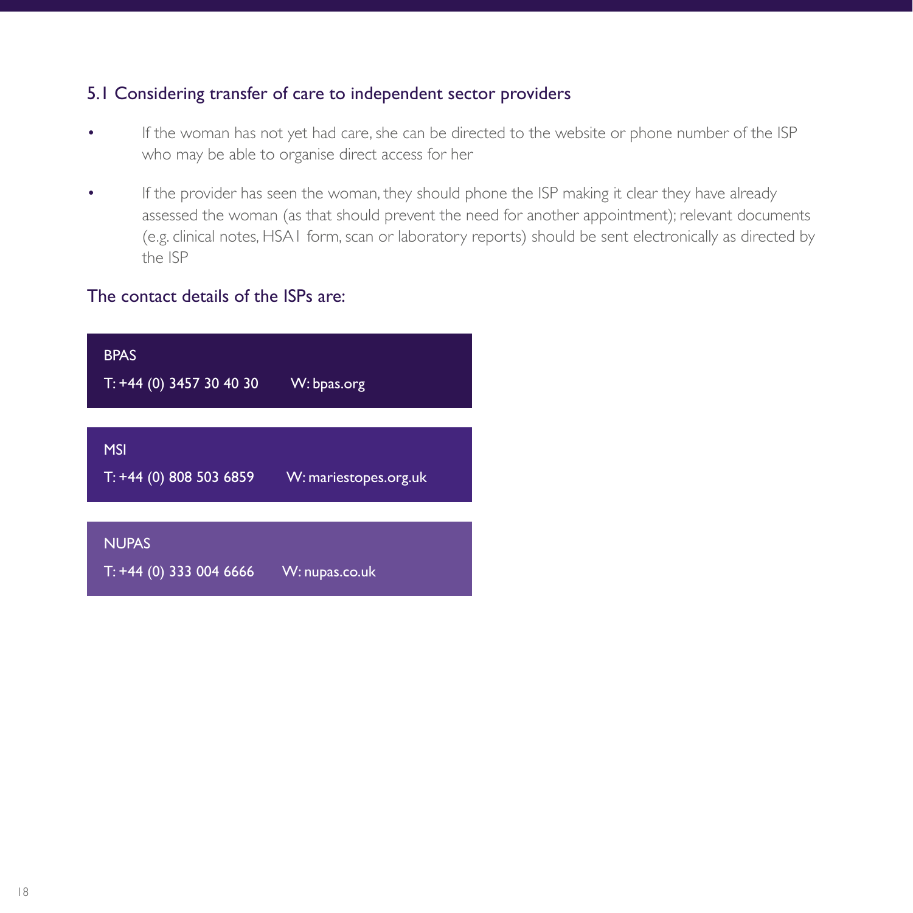## 5.1 Considering transfer of care to independent sector providers

- If the woman has not yet had care, she can be directed to the website or phone number of the ISP who may be able to organise direct access for her
- If the provider has seen the woman, they should phone the ISP making it clear they have already assessed the woman (as that should prevent the need for another appointment); relevant documents (e.g. clinical notes, HSA1 form, scan or laboratory reports) should be sent electronically as directed by the ISP

### The contact details of the ISPs are:

**BPAS**
T: +44 (0) 3457 30 40 30 W: bpas.org

**MSI**
T: +44 (0) 808 503 6859 W: mariestopes.org.uk

**NUPAS**
T: +44 (0) 333 004 6666 W: nupas.co.uk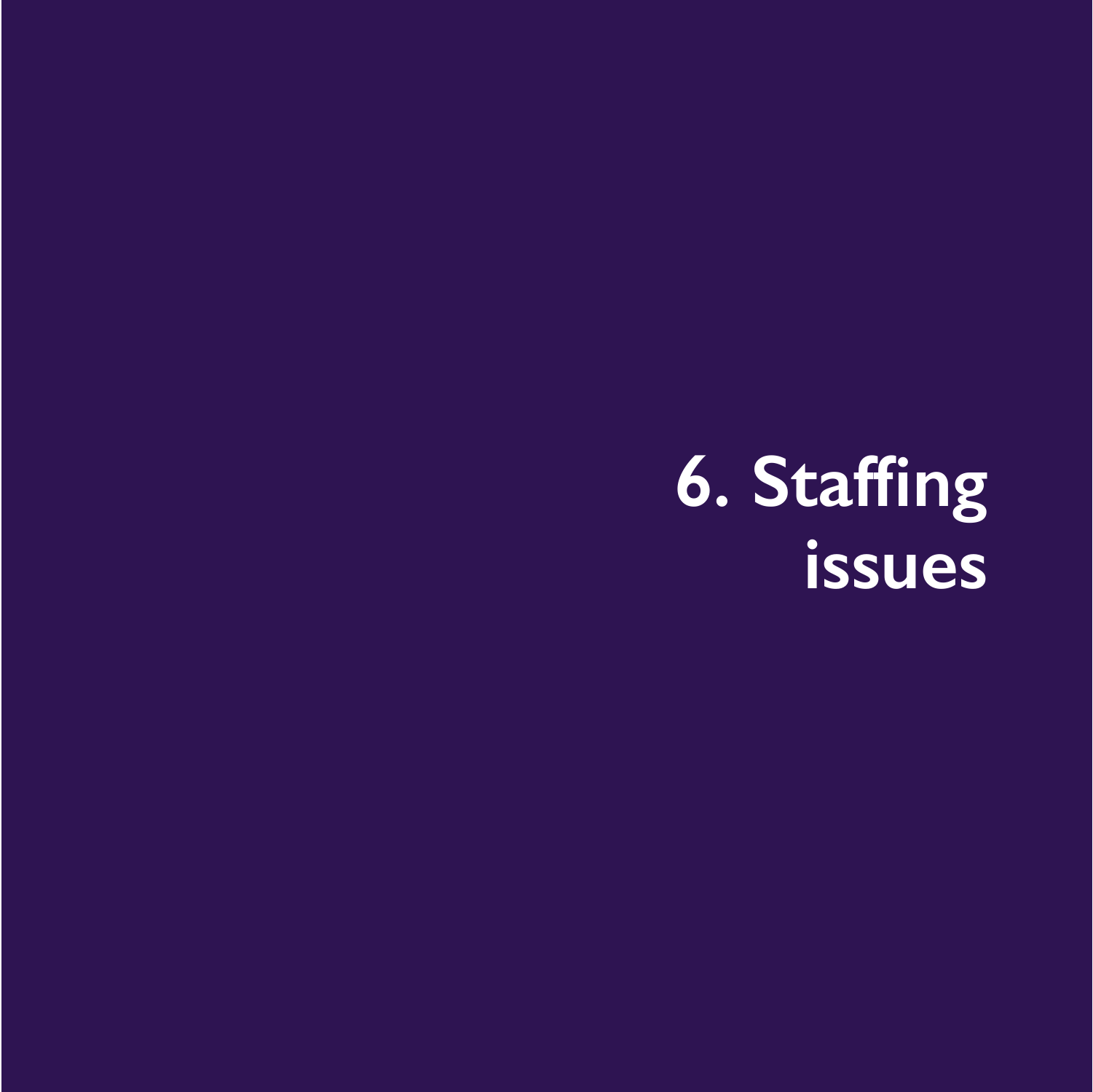# 6. Staffing issues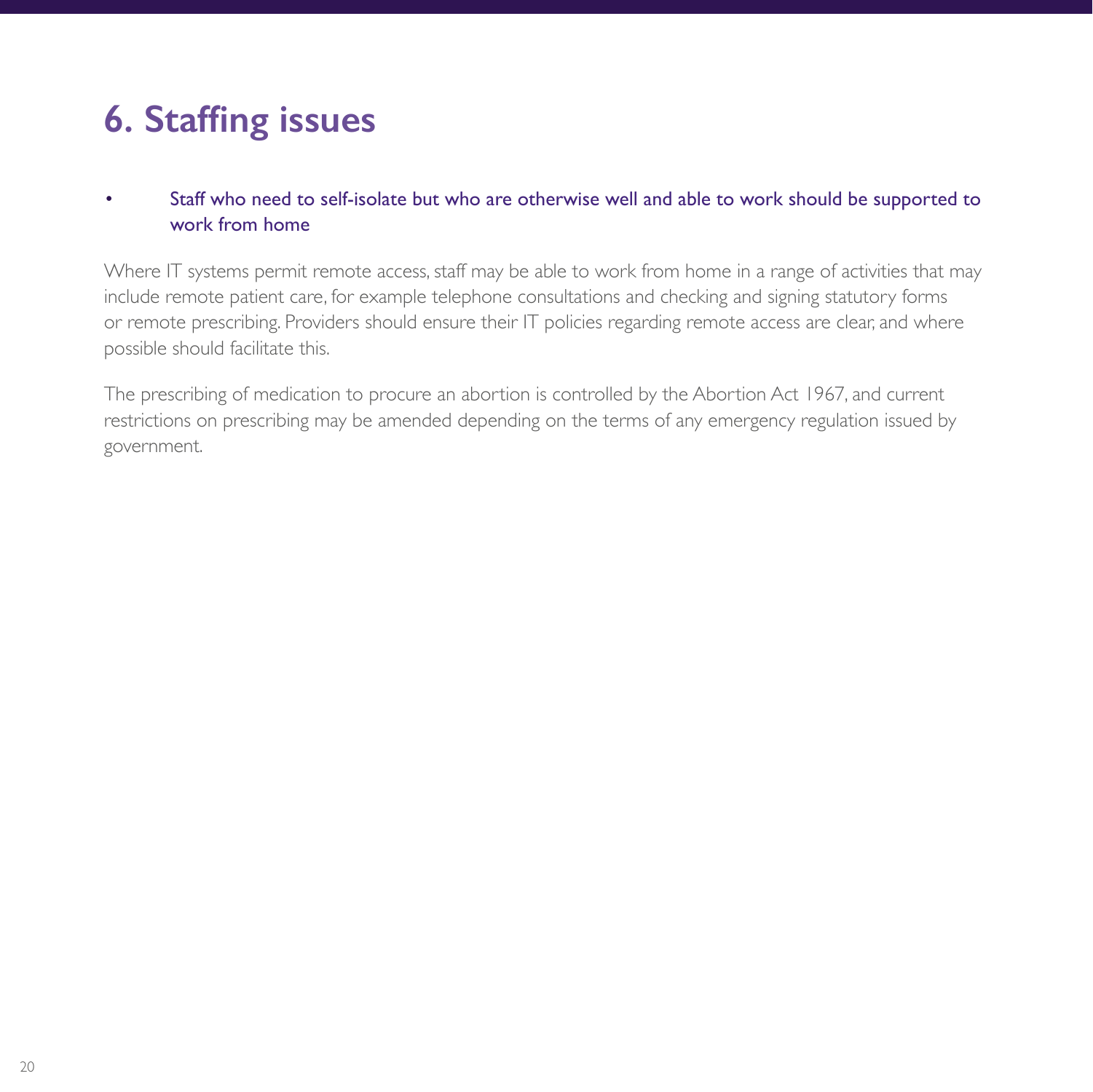# 6. Staffing issues

- Staff who need to self-isolate but who are otherwise well and able to work should be supported to work from home

Where IT systems permit remote access, staff may be able to work from home in a range of activities that may include remote patient care, for example telephone consultations and checking and signing statutory forms or remote prescribing. Providers should ensure their IT policies regarding remote access are clear, and where possible should facilitate this.

The prescribing of medication to procure an abortion is controlled by the Abortion Act 1967, and current restrictions on prescribing may be amended depending on the terms of any emergency regulation issued by government.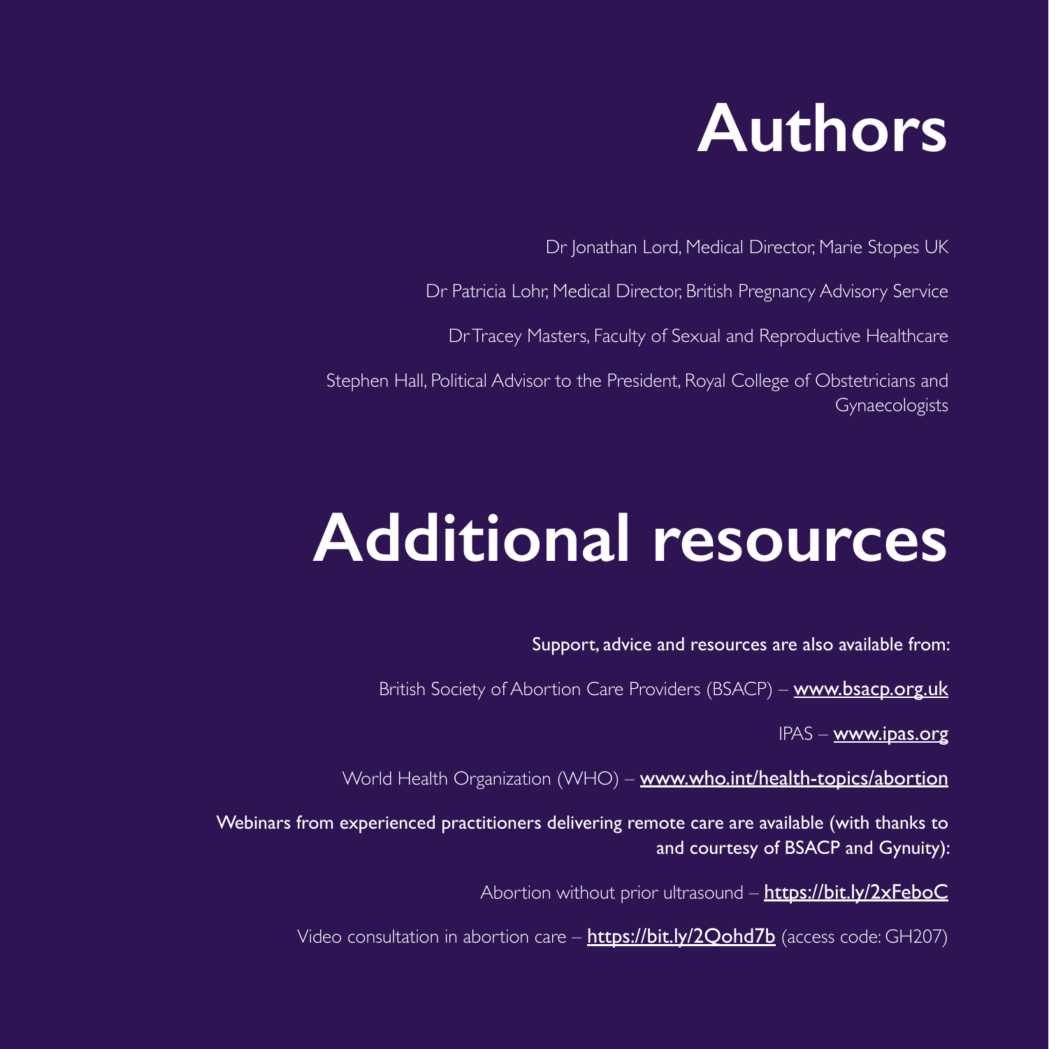# Authors

Dr Jonathan Lord, Medical Director, Marie Stopes UK

Dr Patricia Lohr, Medical Director, British Pregnancy Advisory Service

Dr Tracey Masters, Faculty of Sexual and Reproductive Healthcare

Stephen Hall, Political Advisor to the President, Royal College of Obstetricians and Gynaecologists

# Additional resources

Support, advice and resources are also available from:

British Society of Abortion Care Providers (BSACP) – **www.bsacp.org.uk**

IPAS – **www.ipas.org**

World Health Organization (WHO) – **www.who.int/health-topics/abortion**

Webinars from experienced practitioners delivering remote care are available (with thanks to and courtesy of BSACP and Gynuity):

Abortion without prior ultrasound – **https://bit.ly/2xFeboC**

Video consultation in abortion care – **https://bit.ly/2Qohd7b** (access code: GH207)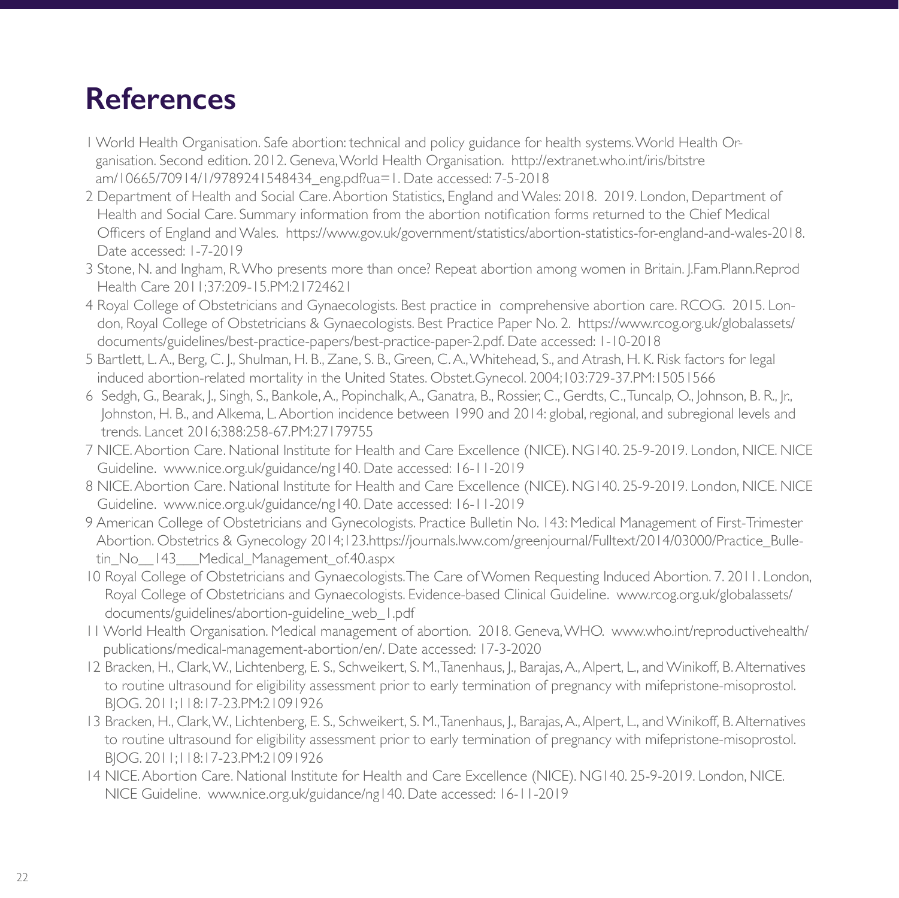# References

1 World Health Organisation. Safe abortion: technical and policy guidance for health systems. World Health Organisation. Second edition. 2012. Geneva, World Health Organisation. http://extranet.who.int/iris/bitstream/10665/70914/1/9789241548434_eng.pdf?ua=1. Date accessed: 7-5-2018

2 Department of Health and Social Care. Abortion Statistics, England and Wales: 2018. 2019. London, Department of Health and Social Care. Summary information from the abortion notification forms returned to the Chief Medical Officers of England and Wales. https://www.gov.uk/government/statistics/abortion-statistics-for-england-and-wales-2018. Date accessed: 1-7-2019

3 Stone, N. and Ingham, R. Who presents more than once? Repeat abortion among women in Britain. J.Fam.Plann.Reprod Health Care 2011;37:209-15.PM:21724621

4 Royal College of Obstetricians and Gynaecologists. Best practice in comprehensive abortion care. RCOG. 2015. London, Royal College of Obstetricians & Gynaecologists. Best Practice Paper No. 2. https://www.rcog.org.uk/globalassets/documents/guidelines/best-practice-papers/best-practice-paper-2.pdf. Date accessed: 1-10-2018

5 Bartlett, L. A., Berg, C. J., Shulman, H. B., Zane, S. B., Green, C. A., Whitehead, S., and Atrash, H. K. Risk factors for legal induced abortion-related mortality in the United States. Obstet.Gynecol. 2004;103:729-37.PM:15051566

6 Sedgh, G., Bearak, J., Singh, S., Bankole, A., Popinchalk, A., Ganatra, B., Rossier, C., Gerdts, C., Tuncalp, O., Johnson, B. R., Jr., Johnston, H. B., and Alkema, L. Abortion incidence between 1990 and 2014: global, regional, and subregional levels and trends. Lancet 2016;388:258-67.PM:27179755

7 NICE. Abortion Care. National Institute for Health and Care Excellence (NICE). NG140. 25-9-2019. London, NICE. NICE Guideline. www.nice.org.uk/guidance/ng140. Date accessed: 16-11-2019

8 NICE. Abortion Care. National Institute for Health and Care Excellence (NICE). NG140. 25-9-2019. London, NICE. NICE Guideline. www.nice.org.uk/guidance/ng140. Date accessed: 16-11-2019

9 American College of Obstetricians and Gynecologists. Practice Bulletin No. 143: Medical Management of First-Trimester Abortion. Obstetrics & Gynecology 2014;123.https://journals.lww.com/greenjournal/Fulltext/2014/03000/Practice_Bulletin_No__143___Medical_Management_of.40.aspx

10 Royal College of Obstetricians and Gynaecologists. The Care of Women Requesting Induced Abortion. 7. 2011. London, Royal College of Obstetricians and Gynaecologists. Evidence-based Clinical Guideline. www.rcog.org.uk/globalassets/documents/guidelines/abortion-guideline_web_1.pdf

11 World Health Organisation. Medical management of abortion. 2018. Geneva, WHO. www.who.int/reproductivehealth/publications/medical-management-abortion/en/. Date accessed: 17-3-2020

12 Bracken, H., Clark, W., Lichtenberg, E. S., Schweikert, S. M., Tanenhaus, J., Barajas, A., Alpert, L., and Winikoff, B. Alternatives to routine ultrasound for eligibility assessment prior to early termination of pregnancy with mifepristone-misoprostol. BJOG. 2011;118:17-23.PM:21091926

13 Bracken, H., Clark, W., Lichtenberg, E. S., Schweikert, S. M., Tanenhaus, J., Barajas, A., Alpert, L., and Winikoff, B. Alternatives to routine ultrasound for eligibility assessment prior to early termination of pregnancy with mifepristone-misoprostol. BJOG. 2011;118:17-23.PM:21091926

14 NICE. Abortion Care. National Institute for Health and Care Excellence (NICE). NG140. 25-9-2019. London, NICE. NICE Guideline. www.nice.org.uk/guidance/ng140. Date accessed: 16-11-2019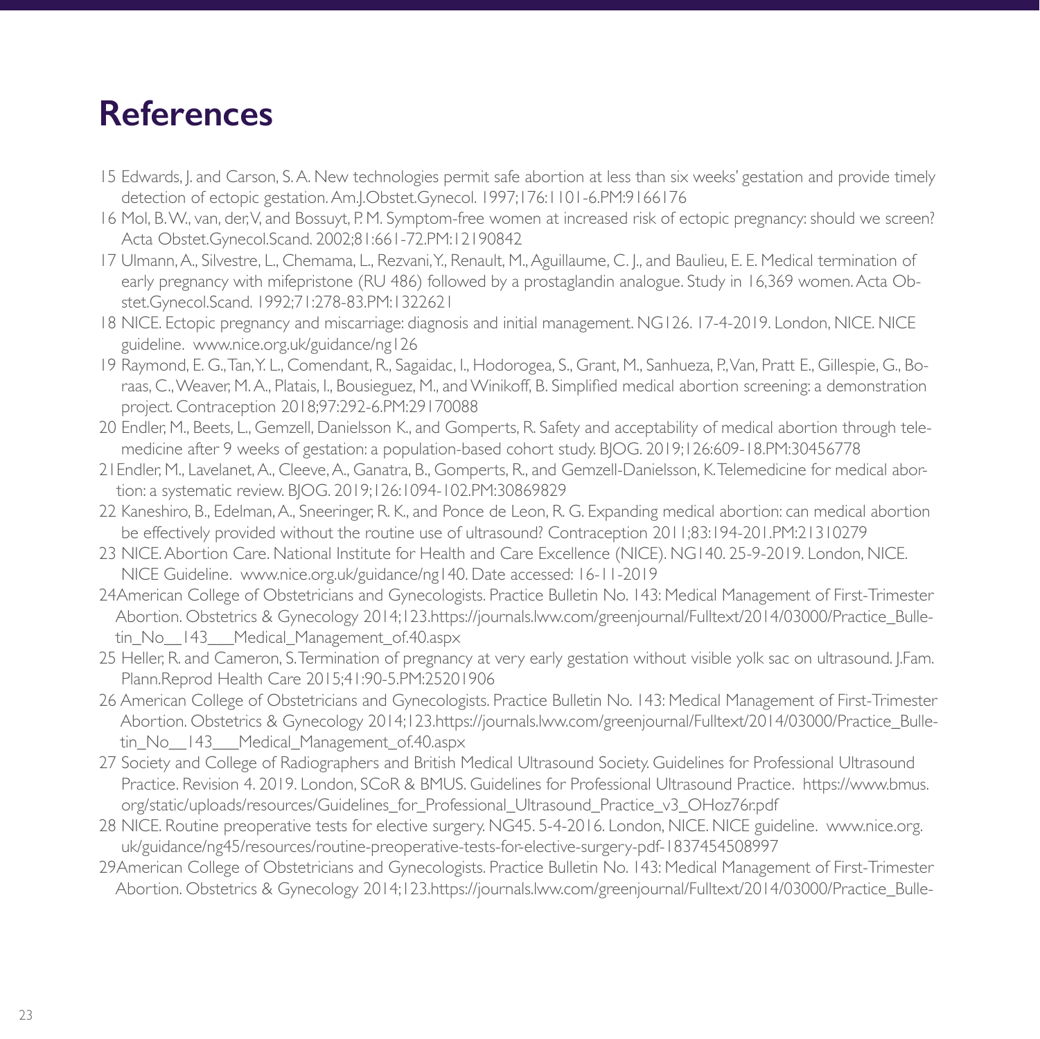# References

15 Edwards, J. and Carson, S. A. New technologies permit safe abortion at less than six weeks' gestation and provide timely detection of ectopic gestation. Am.J.Obstet.Gynecol. 1997;176:1101-6.PM:9166176

16 Mol, B. W., van, der, V, and Bossuyt, P. M. Symptom-free women at increased risk of ectopic pregnancy: should we screen? Acta Obstet.Gynecol.Scand. 2002;81:661-72.PM:12190842

17 Ulmann, A., Silvestre, L., Chemama, L., Rezvani, Y., Renault, M., Aguillaume, C. J., and Baulieu, E. E. Medical termination of early pregnancy with mifepristone (RU 486) followed by a prostaglandin analogue. Study in 16,369 women. Acta Obstet.Gynecol.Scand. 1992;71:278-83.PM:1322621

18 NICE. Ectopic pregnancy and miscarriage: diagnosis and initial management. NG126. 17-4-2019. London, NICE. NICE guideline. www.nice.org.uk/guidance/ng126

19 Raymond, E. G., Tan, Y. L., Comendant, R., Sagaidac, I., Hodorogea, S., Grant, M., Sanhueza, P., Van, Pratt E., Gillespie, G., Boraas, C., Weaver, M. A., Platais, I., Bousieguez, M., and Winikoff, B. Simplified medical abortion screening: a demonstration project. Contraception 2018;97:292-6.PM:29170088

20 Endler, M., Beets, L., Gemzell, Danielsson K., and Gomperts, R. Safety and acceptability of medical abortion through telemedicine after 9 weeks of gestation: a population-based cohort study. BJOG. 2019;126:609-18.PM:30456778

21 Endler, M., Lavelanet, A., Cleeve, A., Ganatra, B., Gomperts, R., and Gemzell-Danielsson, K. Telemedicine for medical abortion: a systematic review. BJOG. 2019;126:1094-102.PM:30869829

22 Kaneshiro, B., Edelman, A., Sneeringer, R. K., and Ponce de Leon, R. G. Expanding medical abortion: can medical abortion be effectively provided without the routine use of ultrasound? Contraception 2011;83:194-201.PM:21310279

23 NICE. Abortion Care. National Institute for Health and Care Excellence (NICE). NG140. 25-9-2019. London, NICE. NICE Guideline. www.nice.org.uk/guidance/ng140. Date accessed: 16-11-2019

24 American College of Obstetricians and Gynecologists. Practice Bulletin No. 143: Medical Management of First-Trimester Abortion. Obstetrics & Gynecology 2014;123.https://journals.lww.com/greenjournal/Fulltext/2014/03000/Practice_Bulletin_No__143___Medical_Management_of.40.aspx

25 Heller, R. and Cameron, S. Termination of pregnancy at very early gestation without visible yolk sac on ultrasound. J.Fam.Plann.Reprod Health Care 2015;41:90-5.PM:25201906

26 American College of Obstetricians and Gynecologists. Practice Bulletin No. 143: Medical Management of First-Trimester Abortion. Obstetrics & Gynecology 2014;123.https://journals.lww.com/greenjournal/Fulltext/2014/03000/Practice_Bulletin_No__143___Medical_Management_of.40.aspx

27 Society and College of Radiographers and British Medical Ultrasound Society. Guidelines for Professional Ultrasound Practice. Revision 4. 2019. London, SCoR & BMUS. Guidelines for Professional Ultrasound Practice. https://www.bmus.org/static/uploads/resources/Guidelines_for_Professional_Ultrasound_Practice_v3_OHoz76r.pdf

28 NICE. Routine preoperative tests for elective surgery. NG45. 5-4-2016. London, NICE. NICE guideline. www.nice.org.uk/guidance/ng45/resources/routine-preoperative-tests-for-elective-surgery-pdf-1837454508997

29 American College of Obstetricians and Gynecologists. Practice Bulletin No. 143: Medical Management of First-Trimester Abortion. Obstetrics & Gynecology 2014;123.https://journals.lww.com/greenjournal/Fulltext/2014/03000/Practice_Bulle-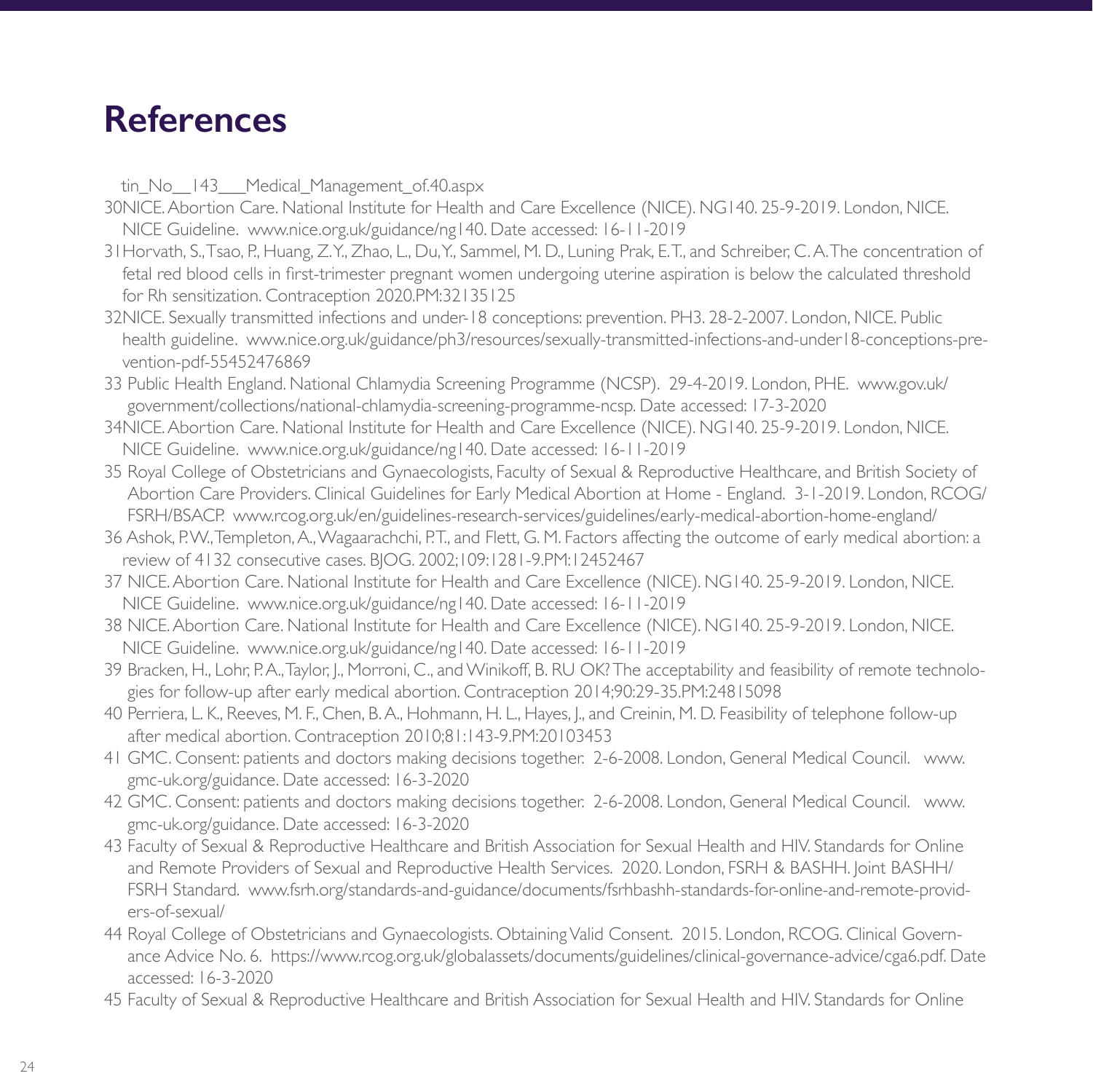# References

tin_No__143___Medical_Management_of.40.aspx

30NICE. Abortion Care. National Institute for Health and Care Excellence (NICE). NG140. 25-9-2019. London, NICE. NICE Guideline. www.nice.org.uk/guidance/ng140. Date accessed: 16-11-2019

31Horvath, S., Tsao, P., Huang, Z.Y., Zhao, L., Du, Y., Sammel, M. D., Luning Prak, E.T., and Schreiber, C. A. The concentration of fetal red blood cells in first-trimester pregnant women undergoing uterine aspiration is below the calculated threshold for Rh sensitization. Contraception 2020.PM:32135125

32NICE. Sexually transmitted infections and under-18 conceptions: prevention. PH3. 28-2-2007. London, NICE. Public health guideline. www.nice.org.uk/guidance/ph3/resources/sexually-transmitted-infections-and-under18-conceptions-prevention-pdf-55452476869

33 Public Health England. National Chlamydia Screening Programme (NCSP). 29-4-2019. London, PHE. www.gov.uk/government/collections/national-chlamydia-screening-programme-ncsp. Date accessed: 17-3-2020

34NICE. Abortion Care. National Institute for Health and Care Excellence (NICE). NG140. 25-9-2019. London, NICE. NICE Guideline. www.nice.org.uk/guidance/ng140. Date accessed: 16-11-2019

35 Royal College of Obstetricians and Gynaecologists, Faculty of Sexual & Reproductive Healthcare, and British Society of Abortion Care Providers. Clinical Guidelines for Early Medical Abortion at Home - England. 3-1-2019. London, RCOG/FSRH/BSACP. www.rcog.org.uk/en/guidelines-research-services/guidelines/early-medical-abortion-home-england/

36 Ashok, P.W., Templeton, A., Wagaarachchi, P.T., and Flett, G. M. Factors affecting the outcome of early medical abortion: a review of 4132 consecutive cases. BJOG. 2002;109:1281-9.PM:12452467

37 NICE. Abortion Care. National Institute for Health and Care Excellence (NICE). NG140. 25-9-2019. London, NICE. NICE Guideline. www.nice.org.uk/guidance/ng140. Date accessed: 16-11-2019

38 NICE. Abortion Care. National Institute for Health and Care Excellence (NICE). NG140. 25-9-2019. London, NICE. NICE Guideline. www.nice.org.uk/guidance/ng140. Date accessed: 16-11-2019

39 Bracken, H., Lohr, P.A., Taylor, J., Morroni, C., and Winikoff, B. RU OK? The acceptability and feasibility of remote technologies for follow-up after early medical abortion. Contraception 2014;90:29-35.PM:24815098

40 Perriera, L. K., Reeves, M. F., Chen, B. A., Hohmann, H. L., Hayes, J., and Creinin, M. D. Feasibility of telephone follow-up after medical abortion. Contraception 2010;81:143-9.PM:20103453

41 GMC. Consent: patients and doctors making decisions together. 2-6-2008. London, General Medical Council. www.gmc-uk.org/guidance. Date accessed: 16-3-2020

42 GMC. Consent: patients and doctors making decisions together. 2-6-2008. London, General Medical Council. www.gmc-uk.org/guidance. Date accessed: 16-3-2020

43 Faculty of Sexual & Reproductive Healthcare and British Association for Sexual Health and HIV. Standards for Online and Remote Providers of Sexual and Reproductive Health Services. 2020. London, FSRH & BASHH. Joint BASHH/FSRH Standard. www.fsrh.org/standards-and-guidance/documents/fsrhbashh-standards-for-online-and-remote-providers-of-sexual/

44 Royal College of Obstetricians and Gynaecologists. Obtaining Valid Consent. 2015. London, RCOG. Clinical Governance Advice No. 6. https://www.rcog.org.uk/globalassets/documents/guidelines/clinical-governance-advice/cga6.pdf. Date accessed: 16-3-2020

45 Faculty of Sexual & Reproductive Healthcare and British Association for Sexual Health and HIV. Standards for Online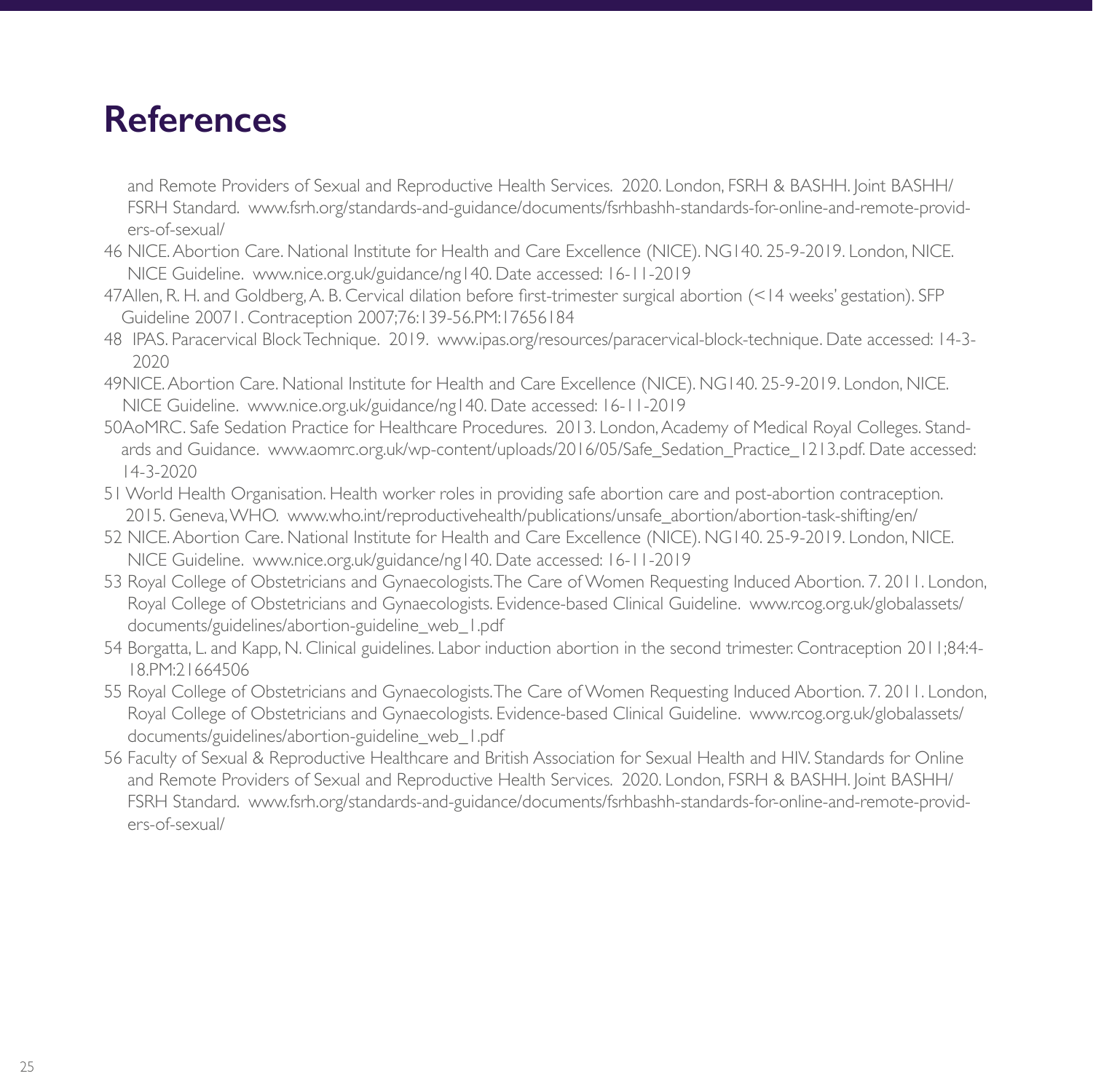# References

and Remote Providers of Sexual and Reproductive Health Services. 2020. London, FSRH & BASHH. Joint BASHH/FSRH Standard. www.fsrh.org/standards-and-guidance/documents/fsrhbashh-standards-for-online-and-remote-providers-of-sexual/

46 NICE. Abortion Care. National Institute for Health and Care Excellence (NICE). NG140. 25-9-2019. London, NICE. NICE Guideline. www.nice.org.uk/guidance/ng140. Date accessed: 16-11-2019

47 Allen, R. H. and Goldberg, A. B. Cervical dilation before first-trimester surgical abortion (<14 weeks' gestation). SFP Guideline 20071. Contraception 2007;76:139-56.PM:17656184

48 IPAS. Paracervical Block Technique. 2019. www.ipas.org/resources/paracervical-block-technique. Date accessed: 14-3-2020

49 NICE. Abortion Care. National Institute for Health and Care Excellence (NICE). NG140. 25-9-2019. London, NICE. NICE Guideline. www.nice.org.uk/guidance/ng140. Date accessed: 16-11-2019

50 AoMRC. Safe Sedation Practice for Healthcare Procedures. 2013. London, Academy of Medical Royal Colleges. Standards and Guidance. www.aomrc.org.uk/wp-content/uploads/2016/05/Safe_Sedation_Practice_1213.pdf. Date accessed: 14-3-2020

51 World Health Organisation. Health worker roles in providing safe abortion care and post-abortion contraception. 2015. Geneva, WHO. www.who.int/reproductivehealth/publications/unsafe_abortion/abortion-task-shifting/en/

52 NICE. Abortion Care. National Institute for Health and Care Excellence (NICE). NG140. 25-9-2019. London, NICE. NICE Guideline. www.nice.org.uk/guidance/ng140. Date accessed: 16-11-2019

53 Royal College of Obstetricians and Gynaecologists. The Care of Women Requesting Induced Abortion. 7. 2011. London, Royal College of Obstetricians and Gynaecologists. Evidence-based Clinical Guideline. www.rcog.org.uk/globalassets/documents/guidelines/abortion-guideline_web_1.pdf

54 Borgatta, L. and Kapp, N. Clinical guidelines. Labor induction abortion in the second trimester. Contraception 2011;84:4-18.PM:21664506

55 Royal College of Obstetricians and Gynaecologists. The Care of Women Requesting Induced Abortion. 7. 2011. London, Royal College of Obstetricians and Gynaecologists. Evidence-based Clinical Guideline. www.rcog.org.uk/globalassets/documents/guidelines/abortion-guideline_web_1.pdf

56 Faculty of Sexual & Reproductive Healthcare and British Association for Sexual Health and HIV. Standards for Online and Remote Providers of Sexual and Reproductive Health Services. 2020. London, FSRH & BASHH. Joint BASHH/FSRH Standard. www.fsrh.org/standards-and-guidance/documents/fsrhbashh-standards-for-online-and-remote-providers-of-sexual/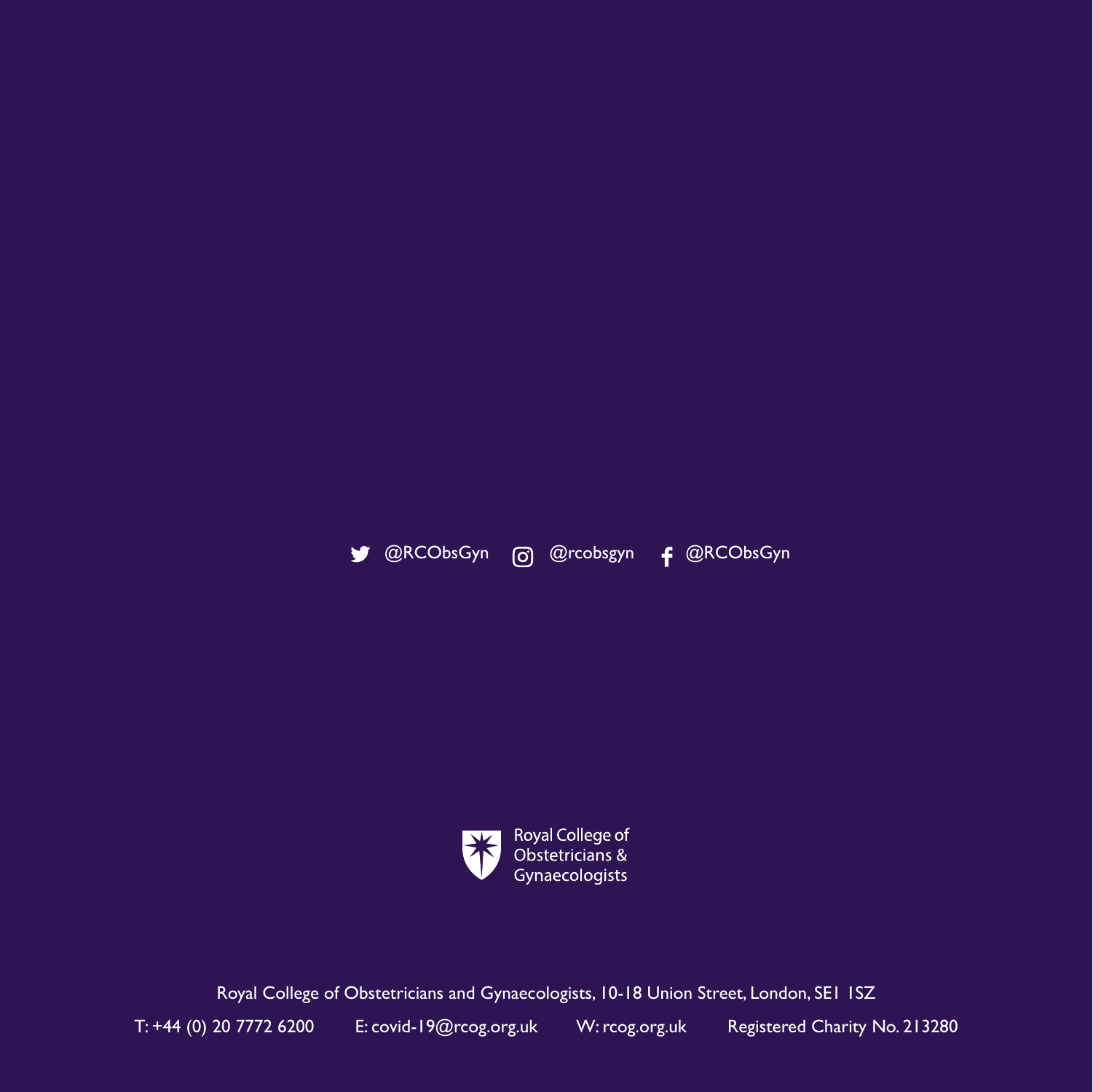@RCObsGyn @rcobsgyn @RCObsGyn

Royal College of Obstetricians & Gynaecologists

Royal College of Obstetricians and Gynaecologists, 10-18 Union Street, London, SE1 1SZ

T: +44 (0) 20 7772 6200 E: covid-19@rcog.org.uk W: rcog.org.uk Registered Charity No. 213280